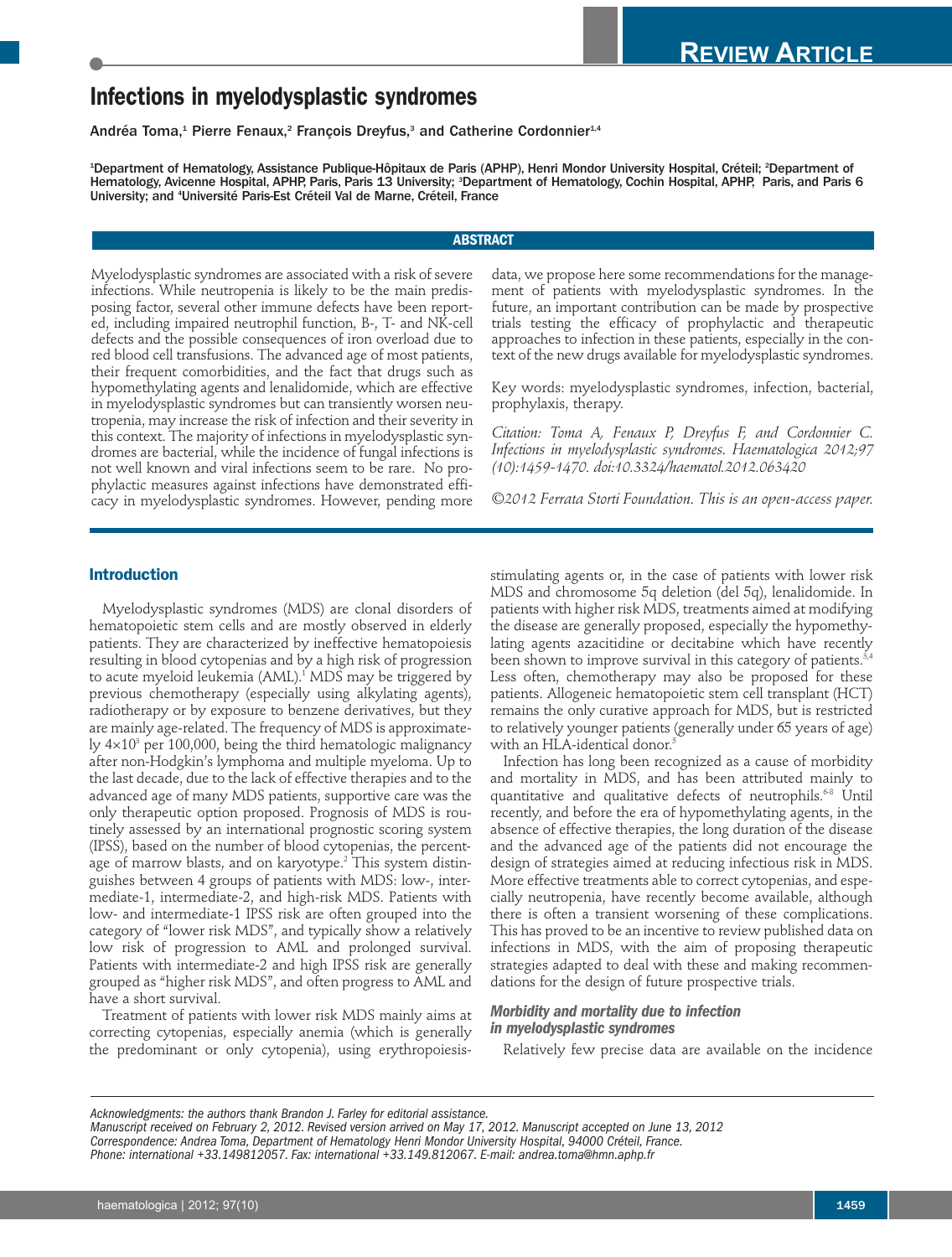# Infections in myelodysplastic syndromes

Andréa Toma,[1] Pierre Fenaux,[2] François Dreyfus,[3] and Catherine Cordonnier[1,4]

[1]Department of Hematology, Assistance Publique-Hôpitaux de Paris (APHP), Henri Mondor University Hospital, Créteil; [2]Department of Hematology, Avicenne Hospital, APHP, Paris, Paris 13 University; [3]Department of Hematology, Cochin Hospital, APHP, Paris, and Paris 6 University; and [4]Université Paris-Est Créteil Val de Marne, Créteil, France

## ABSTRACT

Myelodysplastic syndromes are associated with a risk of severe infections. While neutropenia is likely to be the main predisposing factor, several other immune defects have been reported, including impaired neutrophil function, B-, T- and NK-cell defects and the possible consequences of iron overload due to red blood cell transfusions. The advanced age of most patients, their frequent comorbidities, and the fact that drugs such as hypomethylating agents and lenalidomide, which are effective in myelodysplastic syndromes but can transiently worsen neutropenia, may increase the risk of infection and their severity in this context. The majority of infections in myelodysplastic syndromes are bacterial, while the incidence of fungal infections is not well known and viral infections seem to be rare. No prophylactic measures against infections have demonstrated efficacy in myelodysplastic syndromes. However, pending more data, we propose here some recommendations for the management of patients with myelodysplastic syndromes. In the future, an important contribution can be made by prospective trials testing the efficacy of prophylactic and therapeutic approaches to infection in these patients, especially in the context of the new drugs available for myelodysplastic syndromes.

Key words: myelodysplastic syndromes, infection, bacterial, prophylaxis, therapy.

*Citation: Toma A, Fenaux P, Dreyfus F, and Cordonnier C. Infections in myelodysplastic syndromes. Haematologica 2012;97(10):1459-1470. doi:10.3324/haematol.2012.063420*

*©2012 Ferrata Storti Foundation. This is an open-access paper.*

## Introduction

Myelodysplastic syndromes (MDS) are clonal disorders of hematopoietic stem cells and are mostly observed in elderly patients. They are characterized by ineffective hematopoiesis resulting in blood cytopenias and by a high risk of progression to acute myeloid leukemia (AML).[1] MDS may be triggered by previous chemotherapy (especially using alkylating agents), radiotherapy or by exposure to benzene derivatives, but they are mainly age-related. The frequency of MDS is approximately $4\times10^3$ per 100,000, being the third hematologic malignancy after non-Hodgkin's lymphoma and multiple myeloma. Up to the last decade, due to the lack of effective therapies and to the advanced age of many MDS patients, supportive care was the only therapeutic option proposed. Prognosis of MDS is routinely assessed by an international prognostic scoring system (IPSS), based on the number of blood cytopenias, the percentage of marrow blasts, and on karyotype.[2] This system distinguishes between 4 groups of patients with MDS: low-, intermediate-1, intermediate-2, and high-risk MDS. Patients with low- and intermediate-1 IPSS risk are often grouped into the category of "lower risk MDS", and typically show a relatively low risk of progression to AML and prolonged survival. Patients with intermediate-2 and high IPSS risk are generally grouped as "higher risk MDS", and often progress to AML and have a short survival.

Treatment of patients with lower risk MDS mainly aims at correcting cytopenias, especially anemia (which is generally the predominant or only cytopenia), using erythropoiesis-stimulating agents or, in the case of patients with lower risk MDS and chromosome 5q deletion (del 5q), lenalidomide. In patients with higher risk MDS, treatments aimed at modifying the disease are generally proposed, especially the hypomethylating agents azacitidine or decitabine which have recently been shown to improve survival in this category of patients.[3,4] Less often, chemotherapy may also be proposed for these patients. Allogeneic hematopoietic stem cell transplant (HCT) remains the only curative approach for MDS, but is restricted to relatively younger patients (generally under 65 years of age) with an HLA-identical donor.[5]

Infection has long been recognized as a cause of morbidity and mortality in MDS, and has been attributed mainly to quantitative and qualitative defects of neutrophils.[6-8] Until recently, and before the era of hypomethylating agents, in the absence of effective therapies, the long duration of the disease and the advanced age of the patients did not encourage the design of strategies aimed at reducing infectious risk in MDS. More effective treatments able to correct cytopenias, and especially neutropenia, have recently become available, although there is often a transient worsening of these complications. This has proved to be an incentive to review published data on infections in MDS, with the aim of proposing therapeutic strategies adapted to deal with these and making recommendations for the design of future prospective trials.

### Morbidity and mortality due to infection in myelodysplastic syndromes

Relatively few precise data are available on the incidence

*Acknowledgments: the authors thank Brandon J. Farley for editorial assistance.*
*Manuscript received on February 2, 2012. Revised version arrived on May 17, 2012. Manuscript accepted on June 13, 2012*
*Correspondence: Andrea Toma, Department of Hematology Henri Mondor University Hospital, 94000 Créteil, France.*
*Phone: international +33.149812057. Fax: international +33.149.812067. E-mail: andrea.toma@hmn.aphp.fr*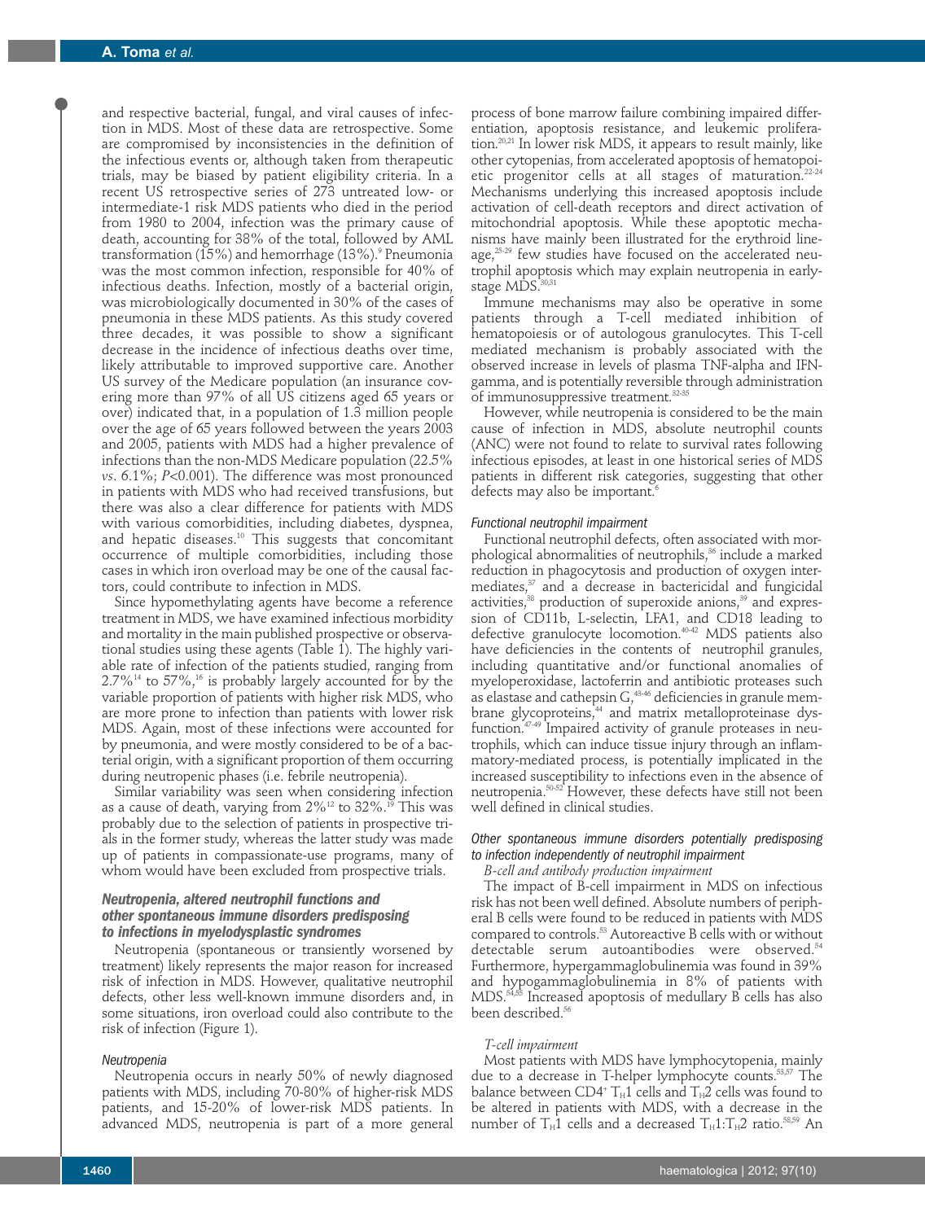and respective bacterial, fungal, and viral causes of infection in MDS. Most of these data are retrospective. Some are compromised by inconsistencies in the definition of the infectious events or, although taken from therapeutic trials, may be biased by patient eligibility criteria. In a recent US retrospective series of 273 untreated low- or intermediate-1 risk MDS patients who died in the period from 1980 to 2004, infection was the primary cause of death, accounting for 38% of the total, followed by AML transformation (15%) and hemorrhage (13%).[9] Pneumonia was the most common infection, responsible for 40% of infectious deaths. Infection, mostly of a bacterial origin, was microbiologically documented in 30% of the cases of pneumonia in these MDS patients. As this study covered three decades, it was possible to show a significant decrease in the incidence of infectious deaths over time, likely attributable to improved supportive care. Another US survey of the Medicare population (an insurance covering more than 97% of all US citizens aged 65 years or over) indicated that, in a population of 1.3 million people over the age of 65 years followed between the years 2003 and 2005, patients with MDS had a higher prevalence of infections than the non-MDS Medicare population (22.5% *vs*. 6.1%; $P<0.001$). The difference was most pronounced in patients with MDS who had received transfusions, but there was also a clear difference for patients with MDS with various comorbidities, including diabetes, dyspnea, and hepatic diseases.[10] This suggests that concomitant occurrence of multiple comorbidities, including those cases in which iron overload may be one of the causal factors, could contribute to infection in MDS.

Since hypomethylating agents have become a reference treatment in MDS, we have examined infectious morbidity and mortality in the main published prospective or observational studies using these agents (Table 1). The highly variable rate of infection of the patients studied, ranging from 2.7%[14] to 57%,[16] is probably largely accounted for by the variable proportion of patients with higher risk MDS, who are more prone to infection than patients with lower risk MDS. Again, most of these infections were accounted for by pneumonia, and were mostly considered to be of a bacterial origin, with a significant proportion of them occurring during neutropenic phases (i.e. febrile neutropenia).

Similar variability was seen when considering infection as a cause of death, varying from 2%[12] to 32%.[19] This was probably due to the selection of patients in prospective trials in the former study, whereas the latter study was made up of patients in compassionate-use programs, many of whom would have been excluded from prospective trials.

## Neutropenia, altered neutrophil functions and other spontaneous immune disorders predisposing to infections in myelodysplastic syndromes

Neutropenia (spontaneous or transiently worsened by treatment) likely represents the major reason for increased risk of infection in MDS. However, qualitative neutrophil defects, other less well-known immune disorders and, in some situations, iron overload could also contribute to the risk of infection (Figure 1).

### *Neutropenia*

Neutropenia occurs in nearly 50% of newly diagnosed patients with MDS, including 70-80% of higher-risk MDS patients, and 15-20% of lower-risk MDS patients. In advanced MDS, neutropenia is part of a more general process of bone marrow failure combining impaired differentiation, apoptosis resistance, and leukemic proliferation.[20,21] In lower risk MDS, it appears to result mainly, like other cytopenias, from accelerated apoptosis of hematopoietic progenitor cells at all stages of maturation.[22-24] Mechanisms underlying this increased apoptosis include activation of cell-death receptors and direct activation of mitochondrial apoptosis. While these apoptotic mechanisms have mainly been illustrated for the erythroid lineage,[25-29] few studies have focused on the accelerated neutrophil apoptosis which may explain neutropenia in early-stage MDS.[30,31]

Immune mechanisms may also be operative in some patients through a T-cell mediated inhibition of hematopoiesis or of autologous granulocytes. This T-cell mediated mechanism is probably associated with the observed increase in levels of plasma TNF-alpha and IFN-gamma, and is potentially reversible through administration of immunosuppressive treatment.[32-35]

However, while neutropenia is considered to be the main cause of infection in MDS, absolute neutrophil counts (ANC) were not found to relate to survival rates following infectious episodes, at least in one historical series of MDS patients in different risk categories, suggesting that other defects may also be important.[6]

### *Functional neutrophil impairment*

Functional neutrophil defects, often associated with morphological abnormalities of neutrophils,[36] include a marked reduction in phagocytosis and production of oxygen intermediates,[37] and a decrease in bactericidal and fungicidal activities,[38] production of superoxide anions,[39] and expression of CD11b, L-selectin, LFA1, and CD18 leading to defective granulocyte locomotion.[40-42] MDS patients also have deficiencies in the contents of neutrophil granules, including quantitative and/or functional anomalies of myeloperoxidase, lactoferrin and antibiotic proteases such as elastase and cathepsin G,[43-46] deficiencies in granule membrane glycoproteins,[44] and matrix metalloproteinase dysfunction.[47-49] Impaired activity of granule proteases in neutrophils, which can induce tissue injury through an inflammatory-mediated process, is potentially implicated in the increased susceptibility to infections even in the absence of neutropenia.[50-52] However, these defects have still not been well defined in clinical studies.

### *Other spontaneous immune disorders potentially predisposing to infection independently of neutrophil impairment*

#### *B-cell and antibody production impairment*

The impact of B-cell impairment in MDS on infectious risk has not been well defined. Absolute numbers of peripheral B cells were found to be reduced in patients with MDS compared to controls.[53] Autoreactive B cells with or without detectable serum autoantibodies were observed.[54] Furthermore, hypergammaglobulinemia was found in 39% and hypogammaglobulinemia in 8% of patients with MDS.[54,55] Increased apoptosis of medullary B cells has also been described.[56]

#### *T-cell impairment*

Most patients with MDS have lymphocytopenia, mainly due to a decrease in T-helper lymphocyte counts.[53,57] The balance between $CD4^+$ $T_H1$ cells and $T_H2$ cells was found to be altered in patients with MDS, with a decrease in the number of $T_H1$ cells and a decreased $T_H1$:$T_H2$ ratio.[58,59] An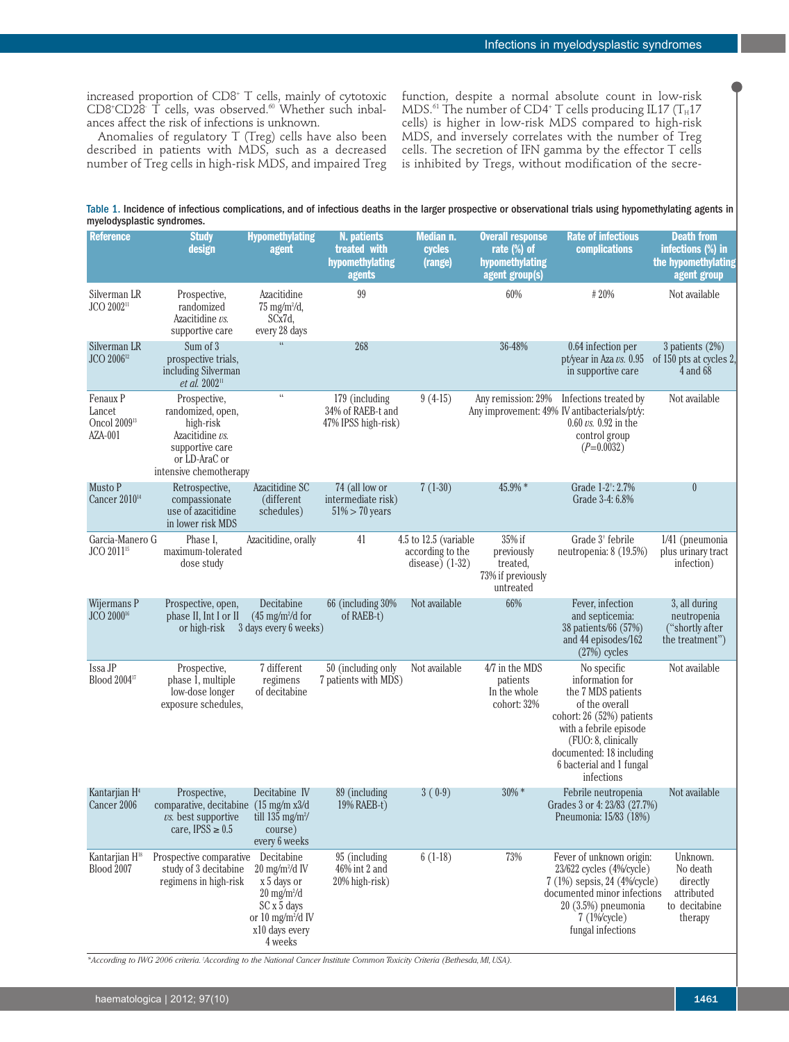increased proportion of $CD8^+$ T cells, mainly of cytotoxic $CD8^+CD28^-$ T cells, was observed.[60] Whether such imbalances affect the risk of infections is unknown.

Anomalies of regulatory T (Treg) cells have also been described in patients with MDS, such as a decreased number of Treg cells in high-risk MDS, and impaired Treg function, despite a normal absolute count in low-risk MDS.[61] The number of $CD4^+$ T cells producing IL17 ($T_H17$ cells) is higher in low-risk MDS compared to high-risk MDS, and inversely correlates with the number of Treg cells. The secretion of IFN gamma by the effector T cells is inhibited by Tregs, without modification of the secre-

**Table 1.** Incidence of infectious complications, and of infectious deaths in the larger prospective or observational trials using hypomethylating agents in myelodysplastic syndromes.

| Reference | Study design | Hypomethylating agent | N. patients treated with hypomethylating agents | Median n. cycles (range) | Overall response rate (%) of hypomethylating agent group(s) | Rate of infectious complications | Death from infections (%) in the hypomethylating agent group |
|---|---|---|---|---|---|---|---|
| Silverman LR JCO 2002[11] | Prospective, randomized Azacitidine *vs.* supportive care | Azacitidine 75 mg/m²/d, SCx7d, every 28 days | 99 | | 60% | # 20% | Not available |
| Silverman LR JCO 2006[12] | Sum of 3 prospective trials, including Silverman *et al.* 2002[11] | " | 268 | | 36-48% | 0.64 infection per pt/year in Aza *vs.* 0.95 in supportive care | 3 patients (2%) of 150 pts at cycles 2, 4 and 68 |
| Fenaux P Lancet Oncol 2009[13] AZA-001 | Prospective, randomized, open, high-risk Azacitidine *vs.* supportive care or LD-AraC or intensive chemotherapy | " | 179 (including 34% of RAEB-t and 47% IPSS high-risk) | 9 (4-15) | Any remission: 29% Any improvement: 49% | Infections treated by IV antibacterials/pt/y: 0.60 *vs.* 0.92 in the control group ($P$=0.0032) | Not available |
| Musto P Cancer 2010[14] | Retrospective, compassionate use of azacitidine in lower risk MDS | Azacitidine SC (different schedules) | 74 (all low or intermediate risk) 51% > 70 years | 7 (1-30) | 45.9% * | Grade 1-2†: 2.7% Grade 3-4: 6.8% | 0 |
| Garcia-Manero G JCO 2011[15] | Phase I, maximum-tolerated dose study | Azacitidine, orally | 41 | 4.5 to 12.5 (variable according to the disease) (1-32) | 35% if previously treated, 73% if previously untreated | Grade 3† febrile neutropenia: 8 (19.5%) | 1/41 (pneumonia plus urinary tract infection) |
| Wijermans P JCO 2000[16] | Prospective, open, phase II, Int I or II or high-risk | Decitabine (45 mg/m²/d for 3 days every 6 weeks) | 66 (including 30% of RAEB-t) | Not available | 66% | Fever, infection and septicemia: 38 patients/66 (57%) and 44 episodes/162 (27%) cycles | 3, all during neutropenia ("shortly after the treatment") |
| Issa JP Blood 2004[17] | Prospective, phase 1, multiple low-dose longer exposure schedules, | 7 different regimens of decitabine | 50 (including only 7 patients with MDS) | Not available | 4/7 in the MDS patients In the whole cohort: 32% | No specific information for the 7 MDS patients of the overall cohort: 26 (52%) patients with a febrile episode (FUO: 8, clinically documented: 18 including 6 bacterial and 1 fungal infections | Not available |
| Kantarjian H[4] Cancer 2006 | Prospective, comparative, decitabine *vs.* best supportive care, IPSS ≥ 0.5 | Decitabine IV (15 mg/m x3/d till 135 mg/m²/course) every 6 weeks | 89 (including 19% RAEB-t) | 3 ( 0-9) | 30% * | Febrile neutropenia Grades 3 or 4: 23/83 (27.7%) Pneumonia: 15/83 (18%) | Not available |
| Kantarjian H[18] Blood 2007 | Prospective comparative study of 3 decitabine regimens in high-risk | Decitabine 20 mg/m²/d IV x 5 days or 20 mg/m²/d SC x 5 days or 10 mg/m²/d IV x10 days every 4 weeks | 95 (including 46% int 2 and 20% high-risk) | 6 (1-18) | 73% | Fever of unknown origin: 23/622 cycles (4%/cycle) 7 (1%) sepsis, 24 (4%/cycle) documented minor infections 20 (3.5%) pneumonia 7 (1%/cycle) fungal infections | Unknown. No death directly attributed to decitabine therapy |

*According to IWG 2006 criteria. †According to the National Cancer Institute Common Toxicity Criteria (Bethesda, MI, USA).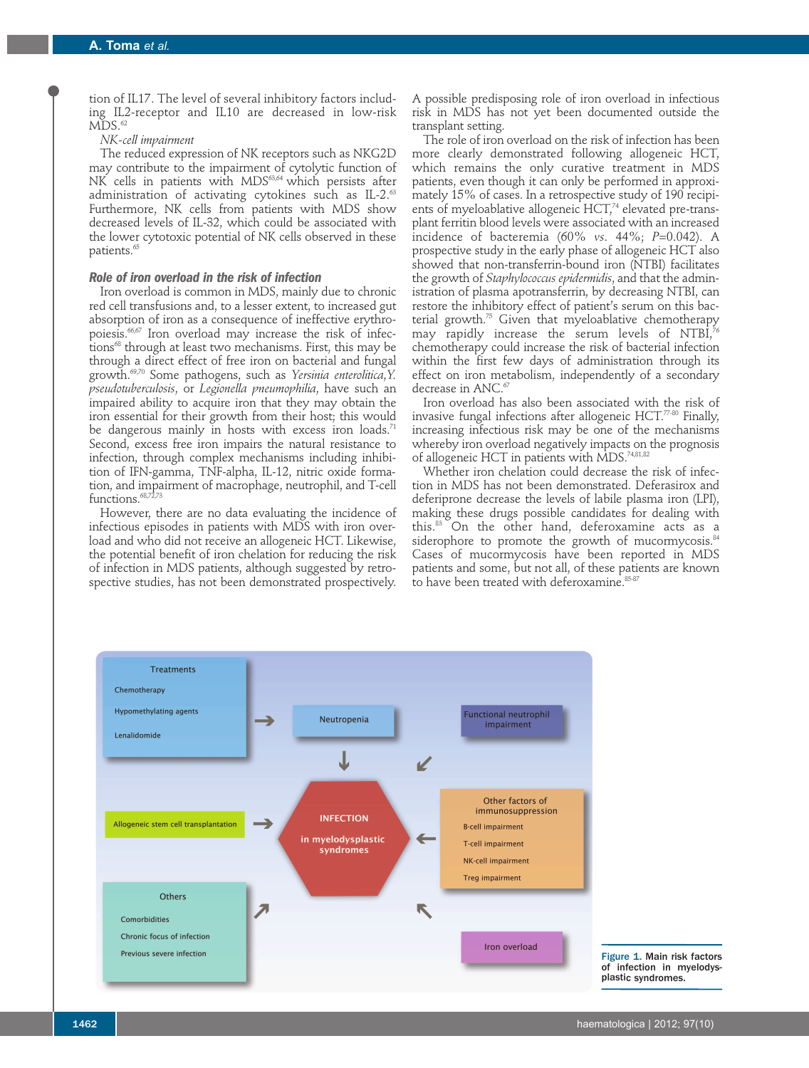tion of IL17. The level of several inhibitory factors including IL2-receptor and IL10 are decreased in low-risk MDS.[62]

*NK-cell impairment*

The reduced expression of NK receptors such as NKG2D may contribute to the impairment of cytolytic function of NK cells in patients with MDS[63,64] which persists after administration of activating cytokines such as IL-2.[63] Furthermore, NK cells from patients with MDS show decreased levels of IL-32, which could be associated with the lower cytotoxic potential of NK cells observed in these patients.[65]

### Role of iron overload in the risk of infection

Iron overload is common in MDS, mainly due to chronic red cell transfusions and, to a lesser extent, to increased gut absorption of iron as a consequence of ineffective erythropoiesis.[66,67] Iron overload may increase the risk of infections[68] through at least two mechanisms. First, this may be through a direct effect of free iron on bacterial and fungal growth.[69,70] Some pathogens, such as *Yersinia enterolitica, Y. pseudotuberculosis*, or *Legionella pneumophilia,* have such an impaired ability to acquire iron that they may obtain the iron essential for their growth from their host; this would be dangerous mainly in hosts with excess iron loads.[71] Second, excess free iron impairs the natural resistance to infection, through complex mechanisms including inhibition of IFN-gamma, TNF-alpha, IL-12, nitric oxide formation, and impairment of macrophage, neutrophil, and T-cell functions.[68,72,73]

However, there are no data evaluating the incidence of infectious episodes in patients with MDS with iron overload and who did not receive an allogeneic HCT. Likewise, the potential benefit of iron chelation for reducing the risk of infection in MDS patients, although suggested by retrospective studies, has not been demonstrated prospectively. A possible predisposing role of iron overload in infectious risk in MDS has not yet been documented outside the transplant setting.

The role of iron overload on the risk of infection has been more clearly demonstrated following allogeneic HCT, which remains the only curative treatment in MDS patients, even though it can only be performed in approximately 15% of cases. In a retrospective study of 190 recipients of myeloablative allogeneic HCT,[74] elevated pre-transplant ferritin blood levels were associated with an increased incidence of bacteremia (60% *vs.* 44%; *P*=0.042). A prospective study in the early phase of allogeneic HCT also showed that non-transferrin-bound iron (NTBI) facilitates the growth of *Staphylococcus epidermidis*, and that the administration of plasma apotransferrin, by decreasing NTBI, can restore the inhibitory effect of patient's serum on this bacterial growth.[75] Given that myeloablative chemotherapy may rapidly increase the serum levels of NTBI,[76] chemotherapy could increase the risk of bacterial infection within the first few days of administration through its effect on iron metabolism, independently of a secondary decrease in ANC.[67]

Iron overload has also been associated with the risk of invasive fungal infections after allogeneic HCT.[77-80] Finally, increasing infectious risk may be one of the mechanisms whereby iron overload negatively impacts on the prognosis of allogeneic HCT in patients with MDS.[74,81,82]

Whether iron chelation could decrease the risk of infection in MDS has not been demonstrated. Deferasirox and deferiprone decrease the levels of labile plasma iron (LPI), making these drugs possible candidates for dealing with this.[83] On the other hand, deferoxamine acts as a siderophore to promote the growth of mucormycosis.[84] Cases of mucormycosis have been reported in MDS patients and some, but not all, of these patients are known to have been treated with deferoxamine.[85-87]

**Figure 1.** Main risk factors of infection in myelodysplastic syndromes.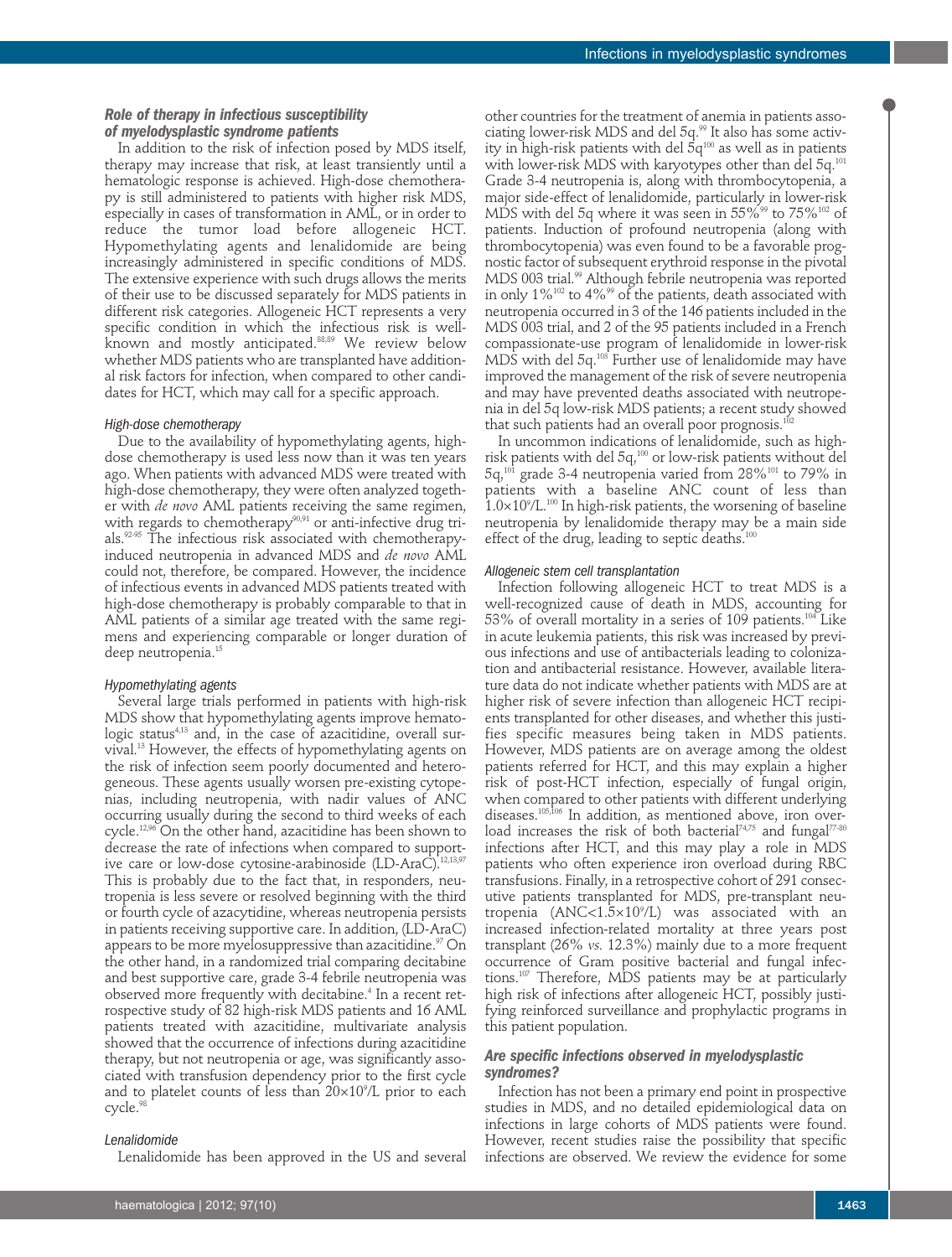### Role of therapy in infectious susceptibility of myelodysplastic syndrome patients

In addition to the risk of infection posed by MDS itself, therapy may increase that risk, at least transiently until a hematologic response is achieved. High-dose chemotherapy is still administered to patients with higher risk MDS, especially in cases of transformation in AML, or in order to reduce the tumor load before allogeneic HCT. Hypomethylating agents and lenalidomide are being increasingly administered in specific conditions of MDS. The extensive experience with such drugs allows the merits of their use to be discussed separately for MDS patients in different risk categories. Allogeneic HCT represents a very specific condition in which the infectious risk is well-known and mostly anticipated.[88,89] We review below whether MDS patients who are transplanted have additional risk factors for infection, when compared to other candidates for HCT, which may call for a specific approach.

#### High-dose chemotherapy

Due to the availability of hypomethylating agents, high-dose chemotherapy is used less now than it was ten years ago. When patients with advanced MDS were treated with high-dose chemotherapy, they were often analyzed together with *de novo* AML patients receiving the same regimen, with regards to chemotherapy[90,91] or anti-infective drug trials.[92-95] The infectious risk associated with chemotherapy-induced neutropenia in advanced MDS and *de novo* AML could not, therefore, be compared. However, the incidence of infectious events in advanced MDS patients treated with high-dose chemotherapy is probably comparable to that in AML patients of a similar age treated with the same regimens and experiencing comparable or longer duration of deep neutropenia.[15]

#### Hypomethylating agents

Several large trials performed in patients with high-risk MDS show that hypomethylating agents improve hematologic status[4,13] and, in the case of azacitidine, overall survival.[13] However, the effects of hypomethylating agents on the risk of infection seem poorly documented and heterogeneous. These agents usually worsen pre-existing cytopenias, including neutropenia, with nadir values of ANC occurring usually during the second to third weeks of each cycle.[12,96] On the other hand, azacitidine has been shown to decrease the rate of infections when compared to supportive care or low-dose cytosine-arabinoside (LD-AraC).[12,13,97] This is probably due to the fact that, in responders, neutropenia is less severe or resolved beginning with the third or fourth cycle of azacytidine, whereas neutropenia persists in patients receiving supportive care. In addition, (LD-AraC) appears to be more myelosuppressive than azacitidine.[97] On the other hand, in a randomized trial comparing decitabine and best supportive care, grade 3-4 febrile neutropenia was observed more frequently with decitabine.[4] In a recent retrospective study of 82 high-risk MDS patients and 16 AML patients treated with azacitidine, multivariate analysis showed that the occurrence of infections during azacitidine therapy, but not neutropenia or age, was significantly associated with transfusion dependency prior to the first cycle and to platelet counts of less than $20\times10^9$/L prior to each cycle.[98]

#### Lenalidomide

Lenalidomide has been approved in the US and several other countries for the treatment of anemia in patients associating lower-risk MDS and del 5q.[99] It also has some activity in high-risk patients with del 5q[100] as well as in patients with lower-risk MDS with karyotypes other than del 5q.[101] Grade 3-4 neutropenia is, along with thrombocytopenia, a major side-effect of lenalidomide, particularly in lower-risk MDS with del 5q where it was seen in 55%[99] to 75%[102] of patients. Induction of profound neutropenia (along with thrombocytopenia) was even found to be a favorable prognostic factor of subsequent erythroid response in the pivotal MDS 003 trial.[99] Although febrile neutropenia was reported in only 1%[102] to 4%[99] of the patients, death associated with neutropenia occurred in 3 of the 146 patients included in the MDS 003 trial, and 2 of the 95 patients included in a French compassionate-use program of lenalidomide in lower-risk MDS with del 5q.[103] Further use of lenalidomide may have improved the management of the risk of severe neutropenia and may have prevented deaths associated with neutropenia in del 5q low-risk MDS patients; a recent study showed that such patients had an overall poor prognosis.[102]

In uncommon indications of lenalidomide, such as high-risk patients with del 5q,[100] or low-risk patients without del 5q,[101] grade 3-4 neutropenia varied from 28%[101] to 79% in patients with a baseline ANC count of less than $1.0\times10^9$/L.[100] In high-risk patients, the worsening of baseline neutropenia by lenalidomide therapy may be a main side effect of the drug, leading to septic deaths.[100]

#### Allogeneic stem cell transplantation

Infection following allogeneic HCT to treat MDS is a well-recognized cause of death in MDS, accounting for 53% of overall mortality in a series of 109 patients.[104] Like in acute leukemia patients, this risk was increased by previous infections and use of antibacterials leading to colonization and antibacterial resistance. However, available literature data do not indicate whether patients with MDS are at higher risk of severe infection than allogeneic HCT recipients transplanted for other diseases, and whether this justifies specific measures being taken in MDS patients. However, MDS patients are on average among the oldest patients referred for HCT, and this may explain a higher risk of post-HCT infection, especially of fungal origin, when compared to other patients with different underlying diseases.[105,106] In addition, as mentioned above, iron overload increases the risk of both bacterial[74,75] and fungal[77-80] infections after HCT, and this may play a role in MDS patients who often experience iron overload during RBC transfusions. Finally, in a retrospective cohort of 291 consecutive patients transplanted for MDS, pre-transplant neutropenia (ANC<$1.5\times10^9$/L) was associated with an increased infection-related mortality at three years post transplant (26% *vs.* 12.3%) mainly due to a more frequent occurrence of Gram positive bacterial and fungal infections.[107] Therefore, MDS patients may be at particularly high risk of infections after allogeneic HCT, possibly justifying reinforced surveillance and prophylactic programs in this patient population.

### Are specific infections observed in myelodysplastic syndromes?

Infection has not been a primary end point in prospective studies in MDS, and no detailed epidemiological data on infections in large cohorts of MDS patients were found. However, recent studies raise the possibility that specific infections are observed. We review the evidence for some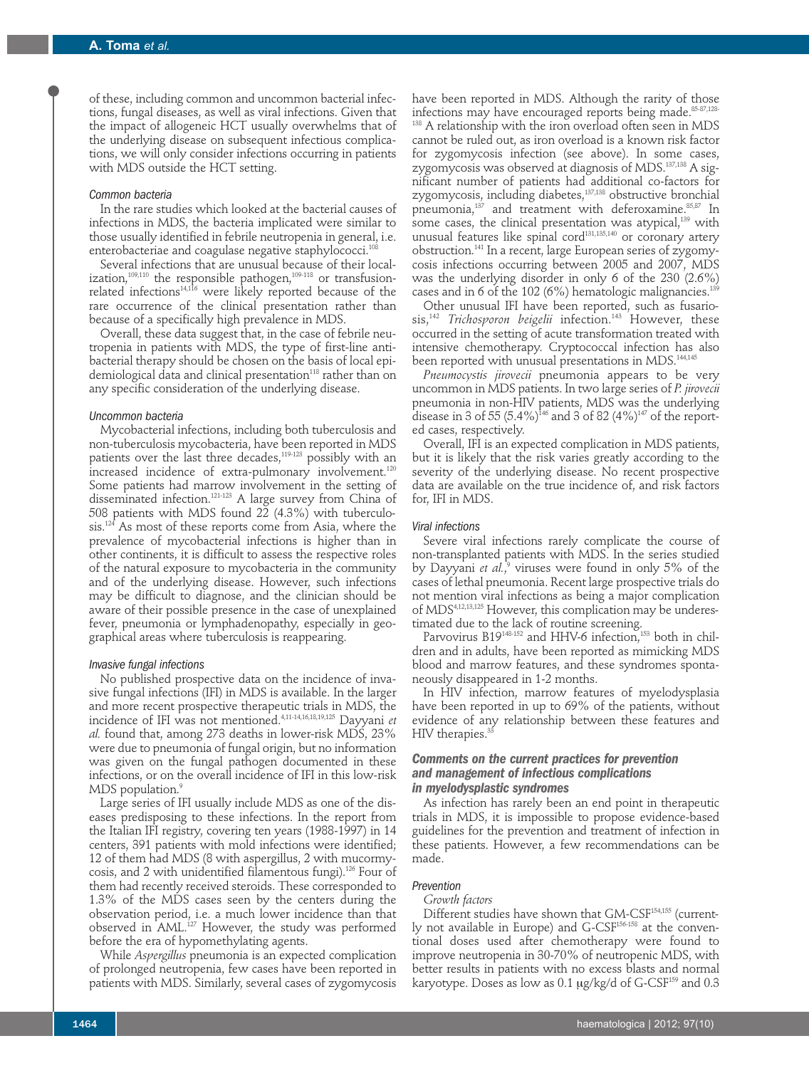of these, including common and uncommon bacterial infections, fungal diseases, as well as viral infections. Given that the impact of allogeneic HCT usually overwhelms that of the underlying disease on subsequent infectious complications, we will only consider infections occurring in patients with MDS outside the HCT setting.

#### Common bacteria

In the rare studies which looked at the bacterial causes of infections in MDS, the bacteria implicated were similar to those usually identified in febrile neutropenia in general, i.e. enterobacteriae and coagulase negative staphylococci.[108]

Several infections that are unusual because of their localization,[109,110] the responsible pathogen,[109-118] or transfusion-related infections[14,116] were likely reported because of the rare occurrence of the clinical presentation rather than because of a specifically high prevalence in MDS.

Overall, these data suggest that, in the case of febrile neutropenia in patients with MDS, the type of first-line antibacterial therapy should be chosen on the basis of local epidemiological data and clinical presentation[118] rather than on any specific consideration of the underlying disease.

#### Uncommon bacteria

Mycobacterial infections, including both tuberculosis and non-tuberculosis mycobacteria, have been reported in MDS patients over the last three decades,[119-123] possibly with an increased incidence of extra-pulmonary involvement.[120] Some patients had marrow involvement in the setting of disseminated infection.[121-123] A large survey from China of 508 patients with MDS found 22 (4.3%) with tuberculosis.[124] As most of these reports come from Asia, where the prevalence of mycobacterial infections is higher than in other continents, it is difficult to assess the respective roles of the natural exposure to mycobacteria in the community and of the underlying disease. However, such infections may be difficult to diagnose, and the clinician should be aware of their possible presence in the case of unexplained fever, pneumonia or lymphadenopathy, especially in geographical areas where tuberculosis is reappearing.

#### Invasive fungal infections

No published prospective data on the incidence of invasive fungal infections (IFI) in MDS is available. In the larger and more recent prospective therapeutic trials in MDS, the incidence of IFI was not mentioned.[4,11-14,16,18,19,125] Dayyani *et al.* found that, among 273 deaths in lower-risk MDS, 23% were due to pneumonia of fungal origin, but no information was given on the fungal pathogen documented in these infections, or on the overall incidence of IFI in this low-risk MDS population.[9]

Large series of IFI usually include MDS as one of the diseases predisposing to these infections. In the report from the Italian IFI registry, covering ten years (1988-1997) in 14 centers, 391 patients with mold infections were identified; 12 of them had MDS (8 with aspergillus, 2 with mucormycosis, and 2 with unidentified filamentous fungi).[126] Four of them had recently received steroids. These corresponded to 1.3% of the MDS cases seen by the centers during the observation period, i.e. a much lower incidence than that observed in AML.[127] However, the study was performed before the era of hypomethylating agents.

While *Aspergillus* pneumonia is an expected complication of prolonged neutropenia, few cases have been reported in patients with MDS. Similarly, several cases of zygomycosis have been reported in MDS. Although the rarity of those infections may have encouraged reports being made.[85-87,128-138] A relationship with the iron overload often seen in MDS cannot be ruled out, as iron overload is a known risk factor for zygomycosis infection (see above). In some cases, zygomycosis was observed at diagnosis of MDS.[137,138] A significant number of patients had additional co-factors for zygomycosis, including diabetes,[137,138] obstructive bronchial pneumonia,[137] and treatment with deferoxamine.[85,87] In some cases, the clinical presentation was atypical,[139] with unusual features like spinal cord[131,135,140] or coronary artery obstruction.[141] In a recent, large European series of zygomycosis infections occurring between 2005 and 2007, MDS was the underlying disorder in only 6 of the 230 (2.6%) cases and in 6 of the 102 (6%) hematologic malignancies.[139]

Other unusual IFI have been reported, such as fusariosis,[142] *Trichosporon beigelii* infection.[143] However, these occurred in the setting of acute transformation treated with intensive chemotherapy. Cryptococcal infection has also been reported with unusual presentations in MDS.[144,145]

*Pneumocystis jirovecii* pneumonia appears to be very uncommon in MDS patients. In two large series of *P. jirovecii* pneumonia in non-HIV patients, MDS was the underlying disease in 3 of 55 (5.4%)[146] and 3 of 82 (4%)[147] of the reported cases, respectively.

Overall, IFI is an expected complication in MDS patients, but it is likely that the risk varies greatly according to the severity of the underlying disease. No recent prospective data are available on the true incidence of, and risk factors for, IFI in MDS.

#### Viral infections

Severe viral infections rarely complicate the course of non-transplanted patients with MDS. In the series studied by Dayyani *et al.*,[9] viruses were found in only 5% of the cases of lethal pneumonia. Recent large prospective trials do not mention viral infections as being a major complication of MDS[4,12,13,125] However, this complication may be underestimated due to the lack of routine screening.

Parvovirus B19[148-152] and HHV-6 infection,[153] both in children and in adults, have been reported as mimicking MDS blood and marrow features, and these syndromes spontaneously disappeared in 1-2 months.

In HIV infection, marrow features of myelodysplasia have been reported in up to 69% of the patients, without evidence of any relationship between these features and HIV therapies.[33]

### Comments on the current practices for prevention and management of infectious complications in myelodysplastic syndromes

As infection has rarely been an end point in therapeutic trials in MDS, it is impossible to propose evidence-based guidelines for the prevention and treatment of infection in these patients. However, a few recommendations can be made.

#### Prevention

*Growth factors*

Different studies have shown that GM-CSF[154,155] (currently not available in Europe) and G-CSF[156-158] at the conventional doses used after chemotherapy were found to improve neutropenia in 30-70% of neutropenic MDS, with better results in patients with no excess blasts and normal karyotype. Doses as low as 0.1 μg/kg/d of G-CSF[159] and 0.3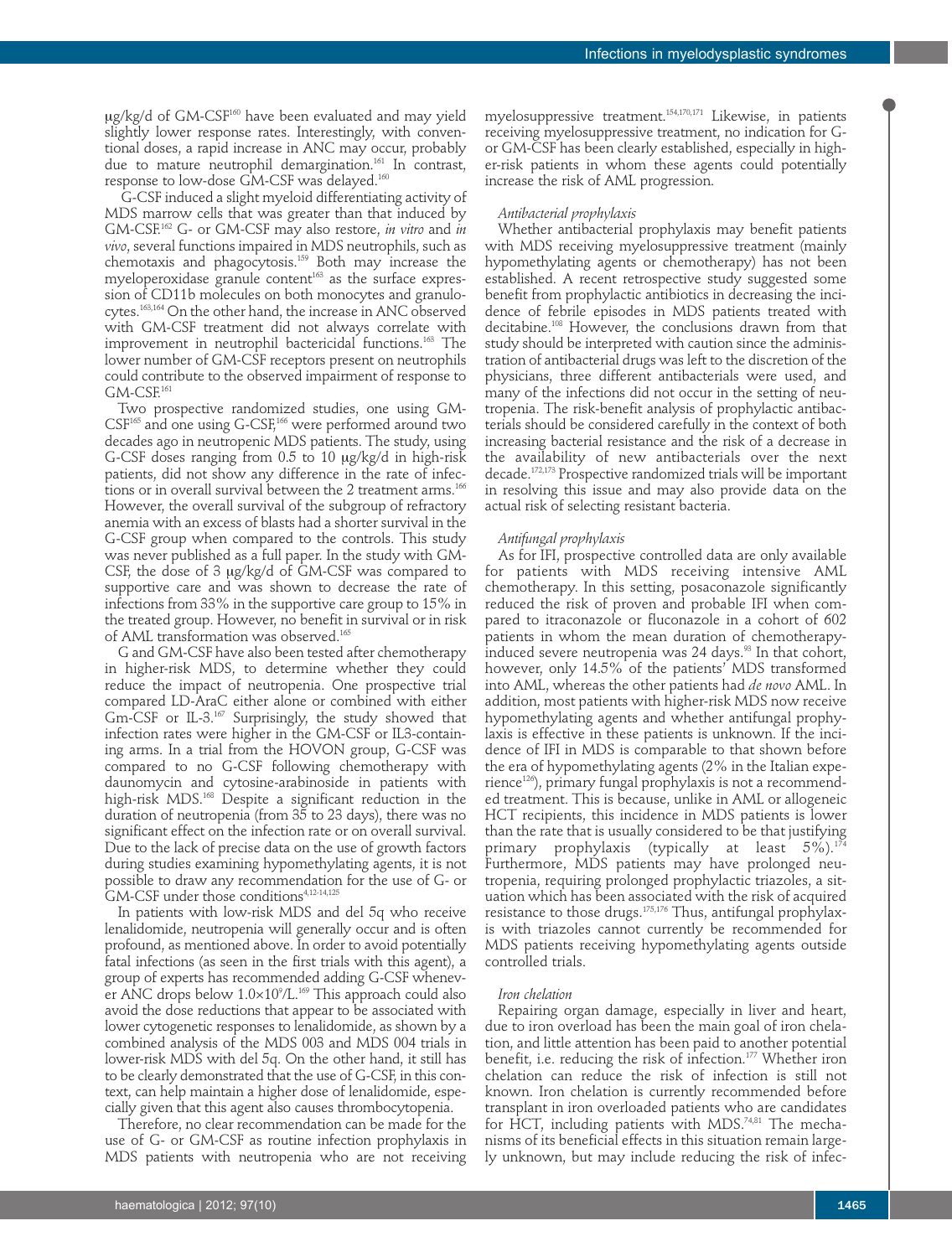μg/kg/d of GM-CSF[160] have been evaluated and may yield slightly lower response rates. Interestingly, with conventional doses, a rapid increase in ANC may occur, probably due to mature neutrophil demargination.[161] In contrast, response to low-dose GM-CSF was delayed.[160]

G-CSF induced a slight myeloid differentiating activity of MDS marrow cells that was greater than that induced by GM-CSF.[162] G- or GM-CSF may also restore, *in vitro* and *in vivo*, several functions impaired in MDS neutrophils, such as chemotaxis and phagocytosis.[159] Both may increase the myeloperoxidase granule content[163] as the surface expression of CD11b molecules on both monocytes and granulocytes.[163,164] On the other hand, the increase in ANC observed with GM-CSF treatment did not always correlate with improvement in neutrophil bactericidal functions.[163] The lower number of GM-CSF receptors present on neutrophils could contribute to the observed impairment of response to GM-CSF.[161]

Two prospective randomized studies, one using GM-CSF[165] and one using G-CSF,[166] were performed around two decades ago in neutropenic MDS patients. The study, using G-CSF doses ranging from 0.5 to 10 μg/kg/d in high-risk patients, did not show any difference in the rate of infections or in overall survival between the 2 treatment arms.[166] However, the overall survival of the subgroup of refractory anemia with an excess of blasts had a shorter survival in the G-CSF group when compared to the controls. This study was never published as a full paper. In the study with GM-CSF, the dose of 3 μg/kg/d of GM-CSF was compared to supportive care and was shown to decrease the rate of infections from 33% in the supportive care group to 15% in the treated group. However, no benefit in survival or in risk of AML transformation was observed.[165]

G and GM-CSF have also been tested after chemotherapy in higher-risk MDS, to determine whether they could reduce the impact of neutropenia. One prospective trial compared LD-AraC either alone or combined with either Gm-CSF or IL-3.[167] Surprisingly, the study showed that infection rates were higher in the GM-CSF or IL3-containing arms. In a trial from the HOVON group, G-CSF was compared to no G-CSF following chemotherapy with daunomycin and cytosine-arabinoside in patients with high-risk MDS.[168] Despite a significant reduction in the duration of neutropenia (from 35 to 23 days), there was no significant effect on the infection rate or on overall survival. Due to the lack of precise data on the use of growth factors during studies examining hypomethylating agents, it is not possible to draw any recommendation for the use of G- or GM-CSF under those conditions[4,12-14,125]

In patients with low-risk MDS and del 5q who receive lenalidomide, neutropenia will generally occur and is often profound, as mentioned above. In order to avoid potentially fatal infections (as seen in the first trials with this agent), a group of experts has recommended adding G-CSF whenever ANC drops below $1.0{\times}10^9$/L.[169] This approach could also avoid the dose reductions that appear to be associated with lower cytogenetic responses to lenalidomide, as shown by a combined analysis of the MDS 003 and MDS 004 trials in lower-risk MDS with del 5q. On the other hand, it still has to be clearly demonstrated that the use of G-CSF, in this context, can help maintain a higher dose of lenalidomide, especially given that this agent also causes thrombocytopenia.

Therefore, no clear recommendation can be made for the use of G- or GM-CSF as routine infection prophylaxis in MDS patients with neutropenia who are not receiving myelosuppressive treatment.[154,170,171] Likewise, in patients receiving myelosuppressive treatment, no indication for G- or GM-CSF has been clearly established, especially in higher-risk patients in whom these agents could potentially increase the risk of AML progression.

*Antibacterial prophylaxis*

Whether antibacterial prophylaxis may benefit patients with MDS receiving myelosuppressive treatment (mainly hypomethylating agents or chemotherapy) has not been established. A recent retrospective study suggested some benefit from prophylactic antibiotics in decreasing the incidence of febrile episodes in MDS patients treated with decitabine.[108] However, the conclusions drawn from that study should be interpreted with caution since the administration of antibacterial drugs was left to the discretion of the physicians, three different antibacterials were used, and many of the infections did not occur in the setting of neutropenia. The risk-benefit analysis of prophylactic antibacterials should be considered carefully in the context of both increasing bacterial resistance and the risk of a decrease in the availability of new antibacterials over the next decade.[172,173] Prospective randomized trials will be important in resolving this issue and may also provide data on the actual risk of selecting resistant bacteria.

*Antifungal prophylaxis*

As for IFI, prospective controlled data are only available for patients with MDS receiving intensive AML chemotherapy. In this setting, posaconazole significantly reduced the risk of proven and probable IFI when compared to itraconazole or fluconazole in a cohort of 602 patients in whom the mean duration of chemotherapy-induced severe neutropenia was 24 days.[93] In that cohort, however, only 14.5% of the patients' MDS transformed into AML, whereas the other patients had *de novo* AML. In addition, most patients with higher-risk MDS now receive hypomethylating agents and whether antifungal prophylaxis is effective in these patients is unknown. If the incidence of IFI in MDS is comparable to that shown before the era of hypomethylating agents (2% in the Italian experience[126]), primary fungal prophylaxis is not a recommended treatment. This is because, unlike in AML or allogeneic HCT recipients, this incidence in MDS patients is lower than the rate that is usually considered to be that justifying primary prophylaxis (typically at least 5%).[174] Furthermore, MDS patients may have prolonged neutropenia, requiring prolonged prophylactic triazoles, a situation which has been associated with the risk of acquired resistance to those drugs.[175,176] Thus, antifungal prophylaxis with triazoles cannot currently be recommended for MDS patients receiving hypomethylating agents outside controlled trials.

*Iron chelation*

Repairing organ damage, especially in liver and heart, due to iron overload has been the main goal of iron chelation, and little attention has been paid to another potential benefit, i.e. reducing the risk of infection.[177] Whether iron chelation can reduce the risk of infection is still not known. Iron chelation is currently recommended before transplant in iron overloaded patients who are candidates for HCT, including patients with MDS.[74,81] The mechanisms of its beneficial effects in this situation remain largely unknown, but may include reducing the risk of infec-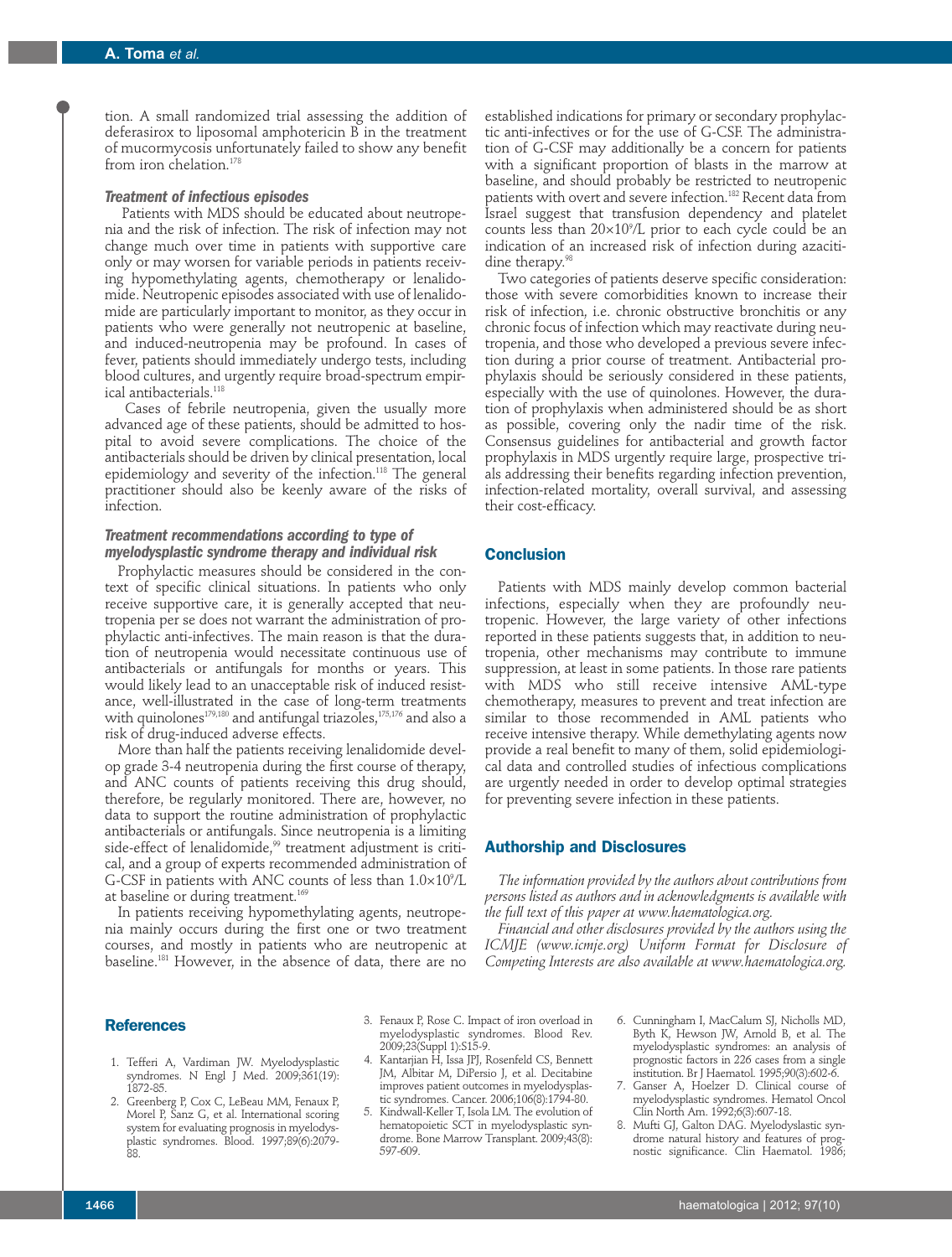tion. A small randomized trial assessing the addition of deferasirox to liposomal amphotericin B in the treatment of mucormycosis unfortunately failed to show any benefit from iron chelation.[178]

### Treatment of infectious episodes

Patients with MDS should be educated about neutropenia and the risk of infection. The risk of infection may not change much over time in patients with supportive care only or may worsen for variable periods in patients receiving hypomethylating agents, chemotherapy or lenalidomide. Neutropenic episodes associated with use of lenalidomide are particularly important to monitor, as they occur in patients who were generally not neutropenic at baseline, and induced-neutropenia may be profound. In cases of fever, patients should immediately undergo tests, including blood cultures, and urgently require broad-spectrum empirical antibacterials.[118]

Cases of febrile neutropenia, given the usually more advanced age of these patients, should be admitted to hospital to avoid severe complications. The choice of the antibacterials should be driven by clinical presentation, local epidemiology and severity of the infection.[118] The general practitioner should also be keenly aware of the risks of infection.

### Treatment recommendations according to type of myelodysplastic syndrome therapy and individual risk

Prophylactic measures should be considered in the context of specific clinical situations. In patients who only receive supportive care, it is generally accepted that neutropenia per se does not warrant the administration of prophylactic anti-infectives. The main reason is that the duration of neutropenia would necessitate continuous use of antibacterials or antifungals for months or years. This would likely lead to an unacceptable risk of induced resistance, well-illustrated in the case of long-term treatments with quinolones[179,180] and antifungal triazoles,[175,176] and also a risk of drug-induced adverse effects.

More than half the patients receiving lenalidomide develop grade 3-4 neutropenia during the first course of therapy, and ANC counts of patients receiving this drug should, therefore, be regularly monitored. There are, however, no data to support the routine administration of prophylactic antibacterials or antifungals. Since neutropenia is a limiting side-effect of lenalidomide,[99] treatment adjustment is critical, and a group of experts recommended administration of G-CSF in patients with ANC counts of less than $1.0\times10^9$/L at baseline or during treatment.[169]

In patients receiving hypomethylating agents, neutropenia mainly occurs during the first one or two treatment courses, and mostly in patients who are neutropenic at baseline.[181] However, in the absence of data, there are no established indications for primary or secondary prophylactic anti-infectives or for the use of G-CSF. The administration of G-CSF may additionally be a concern for patients with a significant proportion of blasts in the marrow at baseline, and should probably be restricted to neutropenic patients with overt and severe infection.[182] Recent data from Israel suggest that transfusion dependency and platelet counts less than $20\times10^9$/L prior to each cycle could be an indication of an increased risk of infection during azacitidine therapy.[98]

Two categories of patients deserve specific consideration: those with severe comorbidities known to increase their risk of infection, i.e. chronic obstructive bronchitis or any chronic focus of infection which may reactivate during neutropenia, and those who developed a previous severe infection during a prior course of treatment. Antibacterial prophylaxis should be seriously considered in these patients, especially with the use of quinolones. However, the duration of prophylaxis when administered should be as short as possible, covering only the nadir time of the risk. Consensus guidelines for antibacterial and growth factor prophylaxis in MDS urgently require large, prospective trials addressing their benefits regarding infection prevention, infection-related mortality, overall survival, and assessing their cost-efficacy.

## Conclusion

Patients with MDS mainly develop common bacterial infections, especially when they are profoundly neutropenic. However, the large variety of other infections reported in these patients suggests that, in addition to neutropenia, other mechanisms may contribute to immune suppression, at least in some patients. In those rare patients with MDS who still receive intensive AML-type chemotherapy, measures to prevent and treat infection are similar to those recommended in AML patients who receive intensive therapy. While demethylating agents now provide a real benefit to many of them, solid epidemiological data and controlled studies of infectious complications are urgently needed in order to develop optimal strategies for preventing severe infection in these patients.

## Authorship and Disclosures

*The information provided by the authors about contributions from persons listed as authors and in acknowledgments is available with the full text of this paper at www.haematologica.org.*

*Financial and other disclosures provided by the authors using the ICMJE (www.icmje.org) Uniform Format for Disclosure of Competing Interests are also available at www.haematologica.org.*

## References

1. Tefferi A, Vardiman JW. Myelodysplastic syndromes. N Engl J Med. 2009;361(19):1872-85.
2. Greenberg P, Cox C, LeBeau MM, Fenaux P, Morel P, Sanz G, et al. International scoring system for evaluating prognosis in myelodysplastic syndromes. Blood. 1997;89(6):2079-88.
3. Fenaux P, Rose C. Impact of iron overload in myelodysplastic syndromes. Blood Rev. 2009;23(Suppl 1):S15-9.
4. Kantarjian H, Issa JPJ, Rosenfeld CS, Bennett JM, Albitar M, DiPersio J, et al. Decitabine improves patient outcomes in myelodysplastic syndromes. Cancer. 2006;106(8):1794-80.
5. Kindwall-Keller T, Isola LM. The evolution of hematopoietic SCT in myelodysplastic syndrome. Bone Marrow Transplant. 2009;43(8):597-609.
6. Cunningham I, MacCalum SJ, Nicholls MD, Byth K, Hewson JW, Arnold B, et al. The myelodysplastic syndromes: an analysis of prognostic factors in 226 cases from a single institution. Br J Haematol. 1995;90(3):602-6.
7. Ganser A, Hoelzer D. Clinical course of myelodysplastic syndromes. Hematol Oncol Clin North Am. 1992;6(3):607-18.
8. Mufti GJ, Galton DAG. Myelodyslastic syndrome natural history and features of prognostic significance. Clin Haematol. 1986;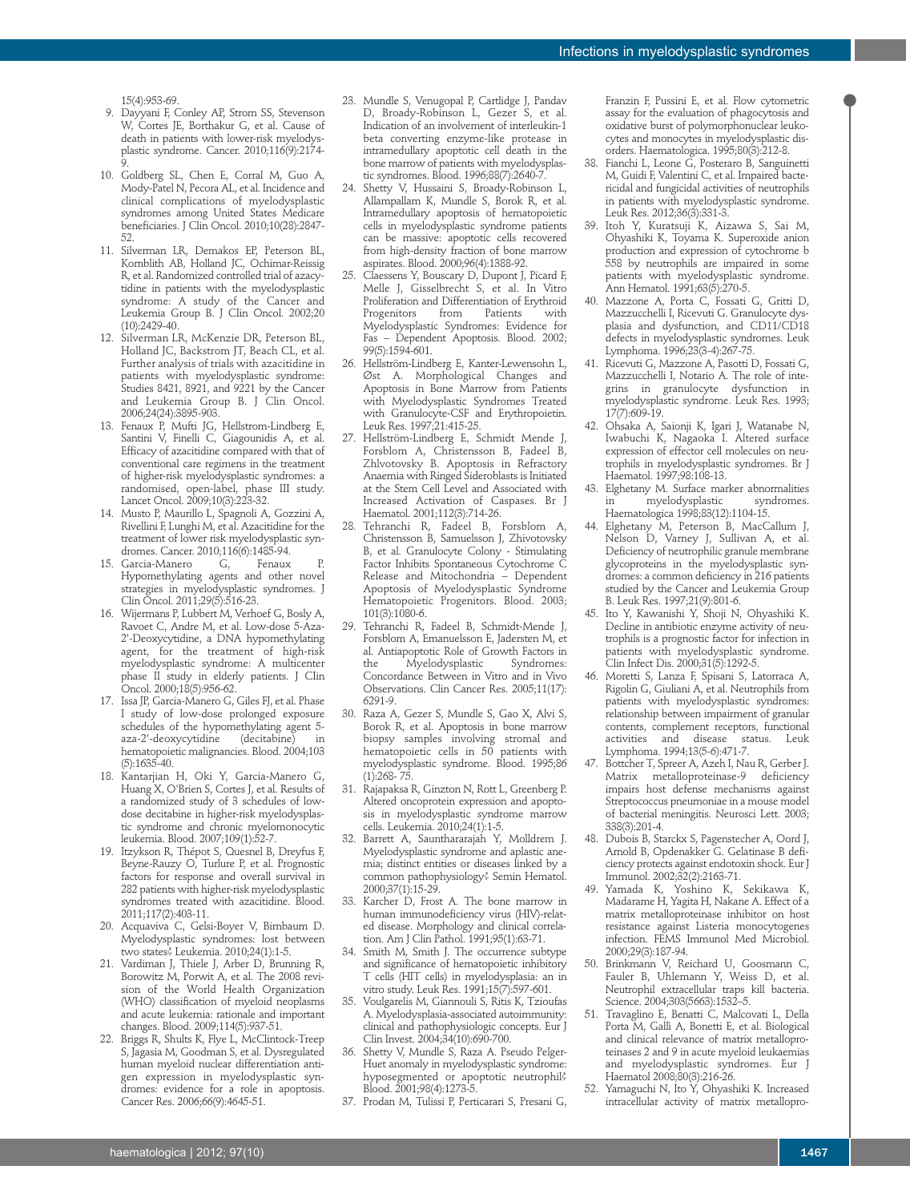15(4):953-69.

9. Dayyani F, Conley AP, Strom SS, Stevenson W, Cortes JE, Borthakur G, et al. Cause of death in patients with lower-risk myelodysplastic syndrome. Cancer. 2010;116(9):2174-9.
10. Goldberg SL, Chen E, Corral M, Guo A, Mody-Patel N, Pecora AL, et al. Incidence and clinical complications of myelodysplastic syndromes among United States Medicare beneficiaries. J Clin Oncol. 2010;10(28):2847-52.
11. Silverman LR, Demakos EP, Peterson BL, Kornblith AB, Holland JC, Ochimar-Reissig R, et al. Randomized controlled trial of azacytidine in patients with the myelodysplastic syndrome: A study of the Cancer and Leukemia Group B. J CIin Oncol. 2002;20 (10):2429-40.
12. Silverman LR, McKenzie DR, Peterson BL, Holland JC, Backstrom JT, Beach CL, et al. Further analysis of trials with azacitidine in patients with myelodysplastic syndrome: Studies 8421, 8921, and 9221 by the Cancer and Leukemia Group B. J Clin Oncol. 2006;24(24):3895-903.
13. Fenaux P, Mufti JG, Hellstrom-Lindberg E, Santini V, Finelli C, Giagounidis A, et al. Efficacy of azacitidine compared with that of conventional care regimens in the treatment of higher-risk myelodysplastic syndromes: a randomised, open-label, phase III study. Lancet Oncol. 2009;10(3):223-32.
14. Musto P, Maurillo L, Spagnoli A, Gozzini A, Rivellini F, Lunghi M, et al. Azacitidine for the treatment of lower risk myelodysplastic syndromes. Cancer. 2010;116(6):1485-94.
15. Garcia-Manero G, Fenaux P. Hypomethylating agents and other novel strategies in myelodysplastic syndromes. J Clin Oncol. 2011;29(5):516-23.
16. Wijermans P, Lubbert M, Verhoef G, Bosly A, Ravoet C, Andre M, et al. Low-dose 5-Aza-2'-Deoxycytidine, a DNA hypomethylating agent, for the treatment of high-risk myelodysplastic syndrome: A multicenter phase II study in elderly patients. J Clin Oncol. 2000;18(5):956-62.
17. Issa JP, Garcia-Manero G, Giles FJ, et al. Phase I study of low-dose prolonged exposure schedules of the hypomethylating agent 5-aza-2'-deoxycytidine (decitabine) in hematopoietic malignancies. Blood. 2004;103 (5):1635-40.
18. Kantarjian H, Oki Y, Garcia-Manero G, Huang X, O'Brien S, Cortes J, et al. Results of a randomized study of 3 schedules of low-dose decitabine in higher-risk myelodysplastic syndrome and chronic myelomonocytic leukemia. Blood. 2007;109(1):52-7.
19. Itzykson R, Thépot S, Quesnel B, Dreyfus F, Beyne-Rauzy O, Turlure P, et al. Prognostic factors for response and overall survival in 282 patients with higher-risk myelodysplastic syndromes treated with azacitidine. Blood. 2011;117(2):403-11.
20. Acquaviva C, Gelsi-Boyer V, Birnbaum D. Myelodysplastic syndromes: lost between two states? Leukemia. 2010;24(1):1-5.
21. Vardiman J, Thiele J, Arber D, Brunning R, Borowitz M, Porwit A, et al. The 2008 revision of the World Health Organization (WHO) classification of myeloid neoplasms and acute leukemia: rationale and important changes. Blood. 2009;114(5):937-51.
22. Briggs R, Shults K, Flye L, McClintock-Treep S, Jagasia M, Goodman S, et al. Dysregulated human myeloid nuclear differentiation antigen expression in myelodysplastic syndromes: evidence for a role in apoptosis. Cancer Res. 2006;66(9):4645-51.
23. Mundle S, Venugopal P, Cartlidge J, Pandav D, Broady-Robinson L, Gezer S, et al. Indication of an involvement of interleukin-1 beta converting enzyme-like protease in intramedullary apoptotic cell death in the bone marrow of patients with myelodysplastic syndromes. Blood. 1996;88(7):2640-7.
24. Shetty V, Hussaini S, Broady-Robinson L, Allampallam K, Mundle S, Borok R, et al. Intramedullary apoptosis of hematopoietic cells in myelodysplastic syndrome patients can be massive: apoptotic cells recovered from high-density fraction of bone marrow aspirates. Blood. 2000;96(4):1388-92.
25. Claessens Y, Bouscary D, Dupont J, Picard F, Melle J, Gisselbrecht S, et al. In Vitro Proliferation and Differentiation of Erythroid Progenitors from Patients with Myelodysplastic Syndromes: Evidence for Fas – Dependent Apoptosis. Blood. 2002; 99(5):1594-601.
26. Hellström-Lindberg E, Kanter-Lewensohn L, Øst A. Morphological Changes and Apoptosis in Bone Marrow from Patients with Myelodysplastic Syndromes Treated with Granulocyte-CSF and Erythropoietin. Leuk Res. 1997;21:415-25.
27. Hellström-Lindberg E, Schmidt Mende J, Forsblom A, Christensson B, Fadeel B, Zhlvotovsky B. Apoptosis in Refractory Anaemia with Ringed Sideroblasts is Initiated at the Stem Cell Level and Associated with Increased Activation of Caspases. Br J Haematol. 2001;112(3):714-26.
28. Tehranchi R, Fadeel B, Forsblom A, Christensson B, Samuelsson J, Zhivotovsky B, et al. Granulocyte Colony - Stimulating Factor Inhibits Spontaneous Cytochrome C Release and Mitochondria – Dependent Apoptosis of Myelodysplastic Syndrome Hematopoietic Progenitors. Blood. 2003; 101(3):1080-6.
29. Tehranchi R, Fadeel B, Schmidt-Mende J, Forsblom A, Emanuelsson E, Jadersten M, et al. Antiapoptotic Role of Growth Factors in the Myelodysplastic Syndromes: Concordance Between in Vitro and in Vivo Observations. Clin Cancer Res. 2005;11(17): 6291-9.
30. Raza A, Gezer S, Mundle S, Gao X, Alvi S, Borok R, et al. Apoptosis in bone marrow biopsy samples involving stromal and hematopoietic cells in 50 patients with myelodysplastic syndrome. Blood. 1995;86 (1):268- 75.
31. Rajapaksa R, Ginzton N, Rott L, Greenberg P. Altered oncoprotein expression and apoptosis in myelodysplastic syndrome marrow cells. Leukemia. 2010;24(1):1-5.
32. Barrett A, Saunthararajah Y, Molldrem J. Myelodysplastic syndrome and aplastic anemia; distinct entities or diseases linked by a common pathophysiology? Semin Hematol. 2000;37(1):15-29.
33. Karcher D, Frost A. The bone marrow in human immunodeficiency virus (HIV)-related disease. Morphology and clinical correlation. Am J Clin Pathol. 1991;95(1):63-71.
34. Smith M, Smith J. The occurrence subtype and significance of hematopoietic inhibitory T cells (HIT cells) in myelodysplasia: an in vitro study. Leuk Res. 1991;15(7):597-601.
35. Voulgarelis M, Giannouli S, Ritis K, Tzioufas A. Myelodysplasia-associated autoimmunity: clinical and pathophysiologic concepts. Eur J Clin Invest. 2004;34(10):690-700.
36. Shetty V, Mundle S, Raza A. Pseudo Pelger-Huet anomaly in myelodysplastic syndrome: hyposegmented or apoptotic neutrophil? Blood. 2001;98(4):1273-5.
37. Prodan M, Tulissi P, Perticarari S, Presani G, Franzin F, Pussini E, et al. Flow cytometric assay for the evaluation of phagocytosis and oxidative burst of polymorphonuclear leukocytes and monocytes in myelodysplastic disorders. Haematologica. 1995;80(3):212-8.
38. Fianchi L, Leone G, Posteraro B, Sanguinetti M, Guidi F, Valentini C, et al. Impaired bactericidal and fungicidal activities of neutrophils in patients with myelodysplastic syndrome. Leuk Res. 2012;36(3):331-3.
39. Itoh Y, Kuratsuji K, Aizawa S, Sai M, Ohyashiki K, Toyama K. Superoxide anion production and expression of cytochrome b 558 by neutrophils are impaired in some patients with myelodysplastic syndrome. Ann Hematol. 1991;63(5):270-5.
40. Mazzone A, Porta C, Fossati G, Gritti D, Mazzucchelli I, Ricevuti G. Granulocyte dysplasia and dysfunction, and CD11/CD18 defects in myelodysplastic syndromes. Leuk Lymphoma. 1996;23(3-4):267-75.
41. Ricevuti G, Mazzone A, Pasotti D, Fossati G, Mazzucchelli I, Notario A. The role of integrins in granulocyte dysfunction in myelodysplastic syndrome. Leuk Res. 1993; 17(7):609-19.
42. Ohsaka A, Saionji K, Igari J, Watanabe N, Iwabuchi K, Nagaoka I. Altered surface expression of effector cell molecules on neutrophils in myelodysplastic syndromes. Br J Haematol. 1997;98:108-13.
43. Elghetany M. Surface marker abnormalities in myelodysplastic syndromes. Haematologica 1998;83(12):1104-15.
44. Elghetany M, Peterson B, MacCallum J, Nelson D, Varney J, Sullivan A, et al. Deficiency of neutrophilic granule membrane glycoproteins in the myelodysplastic syndromes: a common deficiency in 216 patients studied by the Cancer and Leukemia Group B. Leuk Res. 1997;21(9):801-6.
45. Ito Y, Kawanishi Y, Shoji N, Ohyashiki K. Decline in antibiotic enzyme activity of neutrophils is a prognostic factor for infection in patients with myelodysplastic syndrome. Clin Infect Dis. 2000;31(5):1292-5.
46. Moretti S, Lanza F, Spisani S, Latorraca A, Rigolin G, Giuliani A, et al. Neutrophils from patients with myelodysplastic syndromes: relationship between impairment of granular contents, complement receptors, functional activities and disease status. Leuk Lymphoma. 1994;13(5-6):471-7.
47. Bottcher T, Spreer A, Azeh I, Nau R, Gerber J. Matrix metalloproteinase-9 deficiency impairs host defense mechanisms against Streptococcus pneumoniae in a mouse model of bacterial meningitis. Neurosci Lett. 2003; 338(3):201-4.
48. Dubois B, Starckx S, Pagenstecher A, Oord J, Arnold B, Opdenakker G. Gelatinase B deficiency protects against endotoxin shock. Eur J Immunol. 2002;32(2):2163-71.
49. Yamada K, Yoshino K, Sekikawa K, Madarame H, Yagita H, Nakane A. Effect of a matrix metalloproteinase inhibitor on host resistance against Listeria monocytogenes infection. FEMS Immunol Med Microbiol. 2000;29(3):187-94.
50. Brinkmann V, Reichard U, Goosmann C, Fauler B, Uhlemann Y, Weiss D, et al. Neutrophil extracellular traps kill bacteria. Science. 2004;303(5663):1532–5.
51. Travaglino E, Benatti C, Malcovati L, Della Porta M, Gallì A, Bonetti E, et al. Biological and clinical relevance of matrix metalloproteinases 2 and 9 in acute myeloid leukaemias and myelodysplastic syndromes. Eur J Haematol 2008;80(3):216-26.
52. Yamaguchi N, Ito Y, Ohyashiki K. Increased intracellular activity of matrix metallopro-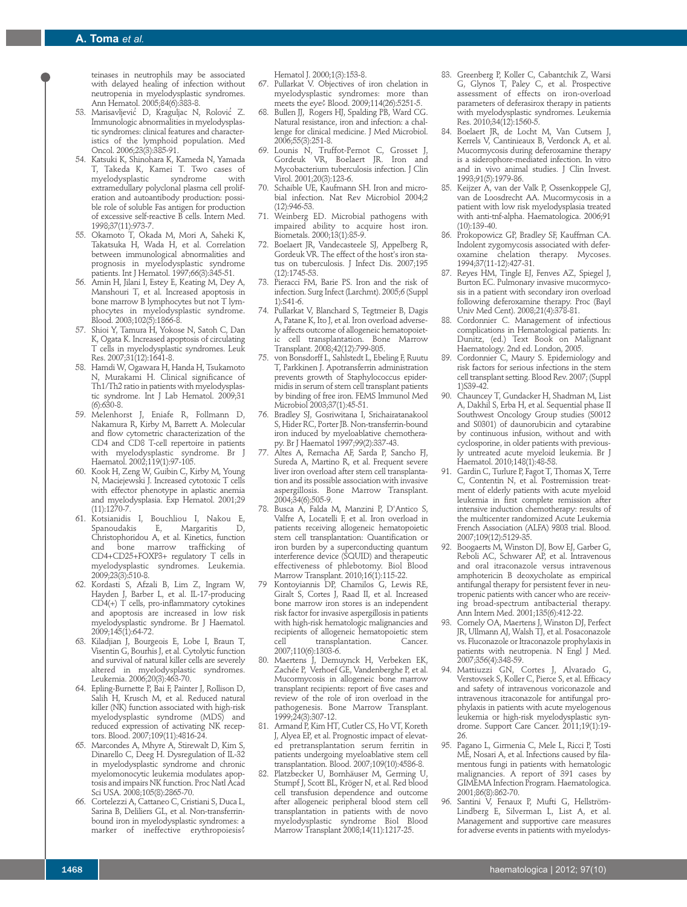teineses in neutrophils may be associated with delayed healing of infection without neutropenia in myelodysplastic syndromes. Ann Hematol. 2005;84(6):383-8.

53. Marisavljević D, Kraguljac N, Rolović Z. Immunologic abnormalities in myelodysplastic syndromes: clinical features and characteristics of the lymphoid population. Med Oncol. 2006;23(3):385-91.
54. Katsuki K, Shinohara K, Kameda N, Yamada T, Takeda K, Kamei T. Two cases of myelodysplastic syndrome with extramedullary polyclonal plasma cell proliferation and autoantibody production: possible role of soluble Fas antigen for production of excessive self-reactive B cells. Intern Med. 1998;37(11):973-7.
55. Okamoto T, Okada M, Mori A, Saheki K, Takatsuka H, Wada H, et al. Correlation between immunological abnormalities and prognosis in myelodysplastic syndrome patients. Int J Hematol. 1997;66(3):345-51.
56. Amin H, Jilani I, Estey E, Keating M, Dey A, Manshouri T, et al. Increased apoptosis in bone marrow B lymphocytes but not T lymphocytes in myelodysplastic syndrome. Blood. 2003;102(5):1866-8.
57. Shioi Y, Tamura H, Yokose N, Satoh C, Dan K, Ogata K. Increased apoptosis of circulating T cells in myelodysplastic syndromes. Leuk Res. 2007;31(12):1641-8.
58. Hamdi W, Ogawara H, Handa H, Tsukamoto N, Murakami H. Clinical significance of Th1/Th2 ratio in patients with myelodysplastic syndrome. Int J Lab Hematol. 2009;31 (6):630-8.
59. Melenhorst J, Eniafe R, Follmann D, Nakamura R, Kirby M, Barrett A. Molecular and flow cytometric characterization of the CD4 and CD8 T-cell repertoire in patients with myelodysplastic syndrome. Br J Haematol. 2002;119(1):97-105.
60. Kook H, Zeng W, Guibin C, Kirby M, Young N, Maciejewski J. Increased cytotoxic T cells with effector phenotype in aplastic anemia and myelodysplasia. Exp Hematol. 2001;29 (11):1270-7.
61. Kotsianidis I, Bouchliou I, Nakou E, Spanoudakis E, Margaritis D, Christophoridou A, et al. Kinetics, function and bone marrow trafficking of CD4+CD25+FOXP3+ regulatory T cells in myelodysplastic syndromes. Leukemia. 2009;23(3):510-8.
62. Kordasti S, Afzali B, Lim Z, Ingram W, Hayden J, Barber L, et al. IL-17-producing CD4(+) T cells, pro-inflammatory cytokines and apoptosis are increased in low risk myelodysplastic syndrome. Br J Haematol. 2009;145(1):64-72.
63. Kiladjian J, Bourgeois E, Lobe I, Braun T, Visentin G, Bourhis J, et al. Cytolytic function and survival of natural killer cells are severely altered in myelodysplastic syndromes. Leukemia. 2006;20(3):463-70.
64. Epling-Burnette P, Bai F, Painter J, Rollison D, Salih H, Krusch M, et al. Reduced natural killer (NK) function associated with high-risk myelodysplastic syndrome (MDS) and reduced expression of activating NK receptors. Blood. 2007;109(11):4816-24.
65. Marcondes A, Mhyre A, Stirewalt D, Kim S, Dinarello C, Deeg H. Dysregulation of IL-32 in myelodysplastic syndrome and chronic myelomonocytic leukemia modulates apoptosis and impairs NK function. Proc Natl Acad Sci USA. 2008;105(8):2865-70.
66. Cortelezzi A, Cattaneo C, Cristiani S, Duca L, Sarina B, Deliliers GL, et al. Non-transferrin-bound iron in myelodysplastic syndromes: a marker of ineffective erythropoiesis? Hematol J. 2000;1(3):153-8.
67. Pullarkat V. Objectives of iron chelation in myelodysplastic syndromes: more than meets the eye? Blood. 2009;114(26):5251-5.
68. Bullen JJ, Rogers HJ, Spalding PB, Ward CG. Natural resistance, iron and infection: a challenge for clinical medicine. J Med Microbiol. 2006;55(3):251-8.
69. Lounis N, Truffot-Pernot C, Grosset J, Gordeuk VR, Boelaert JR. Iron and Mycobacterium tuberculosis infection. J Clin Virol. 2001;20(3):123-6.
70. Schaible UE, Kaufmann SH. Iron and microbial infection. Nat Rev Microbiol 2004;2 (12):946-53.
71. Weinberg ED. Microbial pathogens with impaired ability to acquire host iron. Biometals. 2000;13(1):85-9.
72. Boelaert JR, Vandecasteele SJ, Appelberg R, Gordeuk VR. The effect of the host's iron status on tuberculosis. J Infect Dis. 2007;195 (12):1745-53.
73. Pieracci FM, Barie PS. Iron and the risk of infection. Surg Infect (Larchmt). 2005;6 (Suppl 1):S41-6.
74. Pullarkat V, Blanchard S, Tegtmeier B, Dagis A, Patane K, Ito J, et al. Iron overload adversely affects outcome of allogeneic hematopoietic cell transplantation. Bone Marrow Transplant. 2008;42(12):799-805.
75. von Bonsdorff L, Sahlstedt L, Ebeling F, Ruutu T, Parkkinen J. Apotransferrin administration prevents growth of Staphylococcus epidermidis in serum of stem cell transplant patients by binding of free iron. FEMS Immunol Med Microbiol 2003;37(1):45-51.
76. Bradley SJ, Gosriwitana I, Srichairatanakool S, Hider RC, Porter JB. Non-transferrin-bound iron induced by myeloablative chemotherapy. Br J Haematol 1997;99(2):337-43.
77. Altes A, Remacha AF, Sarda P, Sancho FJ, Sureda A, Martino R, et al. Frequent severe liver iron overload after stem cell transplantation and its possible association with invasive aspergillosis. Bone Marrow Transplant. 2004;34(6):505-9.
78. Busca A, Falda M, Manzini P, D'Antico S, Valfre A, Locatelli F, et al. Iron overload in patients receiving allogeneic hematopoietic stem cell transplantation: Quantification or iron burden by a superconducting quantum interference device (SQUID) and therapeutic effectiveness of phlebotomy. Biol Blood Marrow Transplant. 2010;16(1):115-22.
79. Kontoyiannis DP, Chamilos G, Lewis RE, Giralt S, Cortes J, Raad II, et al. Increased bone marrow iron stores is an independent risk factor for invasive aspergillosis in patients with high-risk hematologic malignancies and recipients of allogeneic hematopoietic stem cell transplantation. Cancer. 2007;110(6):1303-6.
80. Maertens J, Demuynck H, Verbeken EK, Zachée P, Verhoef GE, Vandenberghe P, et al. Mucormycosis in allogeneic bone marrow transplant recipients: report of five cases and review of the role of iron overload in the pathogenesis. Bone Marrow Transplant. 1999;24(3):307-12.
81. Armand P, Kim HT, Cutler CS, Ho VT, Koreth J, Alyea EP, et al. Prognostic impact of elevated pretransplantation serum ferritin in patients undergoing myeloablative stem cell transplantation. Blood. 2007;109(10):4586-8.
82. Platzbecker U, Bornhäuser M, Germing U, Stumpf J, Scott BL, Kröger N, et al. Red blood cell transfusion dependence and outcome after allogeneic peripheral blood stem cell transplantation in patients with de novo myelodysplastic syndrome Biol Blood Marrow Transplant 2008;14(11):1217-25.
83. Greenberg P, Koller C, Cabantchik Z, Warsi G, Glynos T, Paley C, et al. Prospective assessment of effects on iron-overload parameters of deferasirox therapy in patients with myelodysplastic syndromes. Leukemia Res. 2010;34(12):1560-5.
84. Boelaert JR, de Locht M, Van Cutsem J, Kerrels V, Cantinieaux B, Verdonck A, et al. Mucormycosis during deferoxamine therapy is a siderophore-mediated infection. In vitro and in vivo animal studies. J Clin Invest. 1993;91(5):1979-86.
85. Keijzer A, van der Valk P, Ossenkoppele GJ, van de Loosdrecht AA. Mucormycosis in a patient with low risk myelodysplasia treated with anti-tnf-alpha. Haematologica. 2006;91 (10):139-40.
86. Prokopowicz GP, Bradley SF, Kauffman CA. Indolent zygomycosis associated with deferoxamine chelation therapy. Mycoses. 1994;37(11-12):427-31.
87. Reyes HM, Tingle EJ, Fenves AZ, Spiegel J, Burton EC. Pulmonary invasive mucormycosis in a patient with secondary iron overload following deferoxamine therapy. Proc (Bayl Univ Med Cent). 2008;21(4):378-81.
88. Cordonnier C. Management of infectious complications in Hematological patients. In: Dunitz, (ed.) Text Book on Malignant Haematology. 2nd ed. London, 2005.
89. Cordonnier C, Maury S. Epidemiology and risk factors for serious infections in the stem cell transplant setting. Blood Rev. 2007; (Suppl 1)S39-42.
90. Chauncey T, Gundacker H, Shadman M, List A, Dakhil S, Erba H, et al. Sequential phase II Southwest Oncology Group studies (S0012 and S0301) of daunorubicin and cytarabine by continuous infusion, without and with cyclosporine, in older patients with previously untreated acute myeloid leukemia. Br J Haematol. 2010;148(1):48-58.
91. Gardin C, Turlure P, Fagot T, Thomas X, Terre C, Contentin N, et al. Postremission treatment of elderly patients with acute myeloid leukemia in first complete remission after intensive induction chemotherapy: results of the multicenter randomized Acute Leukemia French Association (ALFA) 9803 trial. Blood. 2007;109(12):5129-35.
92. Boogaerts M, Winston DJ, Bow EJ, Garber G, Reboli AC, Schwarer AP, et al. Intravenous and oral itraconazole versus intravenous amphotericin B deoxycholate as empirical antifungal therapy for persistent fever in neutropenic patients with cancer who are receiving broad-spectrum antibacterial therapy. Ann Intern Med. 2001;135(6):412-22.
93. Cornely OA, Maertens J, Winston DJ, Perfect JR, Ullmann AJ, Walsh TJ, et al. Posaconazole vs. Fluconazole or Itraconazole prophylaxis in patients with neutropenia. N Engl J Med. 2007;356(4):348-59.
94. Mattiuzzi GN, Cortes J, Alvarado G, Verstovsek S, Koller C, Pierce S, et al. Efficacy and safety of intravenous voriconazole and intravenous itraconazole for antifungal prophylaxis in patients with acute myelogenous leukemia or high-risk myelodysplastic syndrome. Support Care Cancer. 2011;19(1):19-26.
95. Pagano L, Girmenia C, Mele L, Ricci P, Tosti ME, Nosari A, et al. Infections caused by filamentous fungi in patients with hematologic malignancies. A report of 391 cases by GIMEMA Infection Program. Haematologica. 2001;86(8):862-70.
96. Santini V, Fenaux P, Mufti G, Hellström-Lindberg E, Silverman L, List A, et al. Management and supportive care measures for adverse events in patients with myelodys-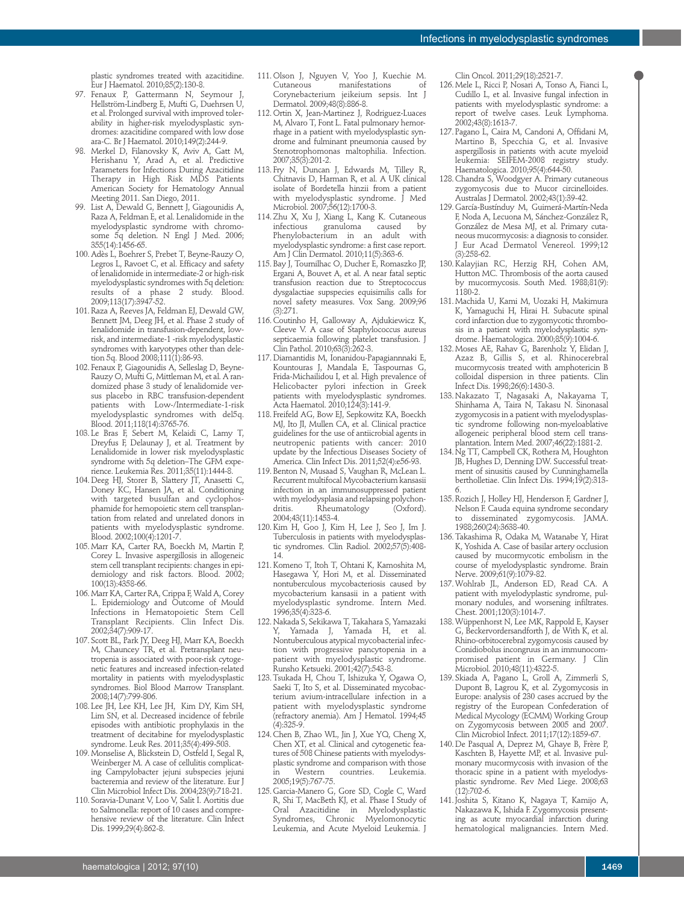plastic syndromes treated with azacitidine. Eur J Haematol. 2010;85(2):130-8.

97. Fenaux P, Gattermann N, Seymour J, Hellström-Lindberg E, Mufti G, Duehrsen U, et al. Prolonged survival with improved tolerability in higher-risk myelodysplastic syndromes: azacitidine compared with low dose ara-C. Br J Haematol. 2010;149(2):244-9.
98. Merkel D, Filanovsky K, Aviv A, Gatt M, Herishanu Y, Arad A, et al. Predictive Parameters for Infections During Azacitidine Therapy in High Risk MDS Patients American Society for Hematology Annual Meeting 2011. San Diego, 2011.
99. List A, Dewald G, Bennett J, Giagounidis A, Raza A, Feldman E, et al. Lenalidomide in the myelodysplastic syndrome with chromosome 5q deletion. N Engl J Med. 2006; 355(14):1456-65.
100. Adès L, Boehrer S, Prebet T, Beyne-Rauzy O, Legros L, Ravoet C, et al. Efficacy and safety of lenalidomide in intermediate-2 or high-risk myelodysplastic syndromes with 5q deletion: results of a phase 2 study. Blood. 2009;113(17):3947-52.
101. Raza A, Reeves JA, Feldman EJ, Dewald GW, Bennett JM, Deeg JH, et al. Phase 2 study of lenalidomide in transfusion-dependent, low-risk, and intermediate-1 -risk myelodysplastic syndromes with karyotypes other than deletion 5q. Blood 2008;111(1):86-93.
102. Fenaux P, Giagounidis A, Selleslag D, Beyne-Rauzy O, Mufti G, Mittleman M, et al. A randomized phase 3 study of lenalidomide versus placebo in RBC transfusion-dependent patients with Low-/Intermediate-1-risk myelodysplastic syndromes with del5q. Blood. 2011;118(14):3765-76.
103. Le Bras F, Sebert M, Kelaidi C, Lamy T, Dreyfus F, Delaunay J, et al. Treatment by Lenalidomide in lower risk myelodysplastic syndrome with 5q deletion–The GFM experience. Leukemia Res. 2011;35(11):1444-8.
104. Deeg HJ, Storer B, Slattery JT, Anasetti C, Doney KC, Hansen JA, et al. Conditioning with targeted busulfan and cyclophosphamide for hemopoietic stem cell transplantation from related and unrelated donors in patients with myelodysplastic syndrome. Blood. 2002;100(4):1201-7.
105. Marr KA, Carter RA, Boeckh M, Martin P, Corey L. Invasive aspergillosis in allogeneic stem cell transplant recipients: changes in epidemiology and risk factors. Blood. 2002; 100(13):4358-66.
106. Marr KA, Carter RA, Crippa F, Wald A, Corey L. Epidemiology and Outcome of Mould Infections in Hematopoietic Stem Cell Transplant Recipients. Clin Infect Dis. 2002;34(7):909-17.
107. Scott BL, Park JY, Deeg HJ, Marr KA, Boeckh M, Chauncey TR, et al. Pretransplant neutropenia is associated with poor-risk cytogenetic features and increased infection-related mortality in patients with myelodysplastic syndromes. Biol Blood Marrow Transplant. 2008;14(7):799-806.
108. Lee JH, Lee KH, Lee JH, Kim DY, Kim SH, Lim SN, et al. Decreased incidence of febrile episodes with antibiotic prophylaxis in the treatment of decitabine for myelodysplastic syndrome. Leuk Res. 2011;35(4):499-503.
109. Monselise A, Blickstein D, Ostfeld I, Segal R, Weinberger M. A case of cellulitis complicating Campylobacter jejuni subspecies jejuni bacteremia and review of the literature. Eur J Clin Microbiol Infect Dis. 2004;23(9):718-21.
110. Soravia-Dunant V, Loo V, Salit I. Aortitis due to Salmonella: report of 10 cases and comprehensive review of the literature. Clin Infect Dis. 1999;29(4):862-8.
111. Olson J, Nguyen V, Yoo J, Kuechie M. Cutaneous manifestations of Corynebacterium jeikeium sepsis. Int J Dermatol. 2009;48(8):886-8.
112. Ortin X, Jean-Martinez J, Rodriguez-Luaces M, Alvaro T, Font L. Fatal pulmonary hemorrhage in a patient with myelodysplastic syndrome and fulminant pneumonia caused by Stenotrophomonas maltophilia. Infection. 2007;35(3):201-2.
113. Fry N, Duncan J, Edwards M, Tilley R, Chitnavis D, Harman R, et al. A UK clinical isolate of Bordetella hinzii from a patient with myelodysplastic syndrome. J Med Microbiol. 2007;56(12):1700-3.
114. Zhu X, Xu J, Xiang L, Kang K. Cutaneous infectious granuloma caused by Phenylobacterium in an adult with myelodysplastic syndrome: a first case report. Am J Clin Dermatol. 2010;11(5):363-6.
115. Bay J, Tournilhac O, Ducher E, Romaszko JP, Ergani A, Bouvet A, et al. A near fatal septic transfusion reaction due to Streptococcus dysgalactiae supspecies equisimilis calls for novel safety measures. Vox Sang. 2009;96 (3):271.
116. Coutinho H, Galloway A, Ajdukiewicz K, Cleeve V. A case of Staphylococcus aureus septicaemia following platelet transfusion. J Clin Pathol. 2010;63(3):262-3.
117. Diamantidis M, Ionanidou-Papagiannnaki E, Kountouras J, Mandala E, Taspournas G, Frida-Michailidou I, et al. High prevalence of Helicobacter pylori infection in Greek patients with myelodysplastic syndromes. Acta Haematol. 2010;124(3):141-9.
118. Freifeld AG, Bow EJ, Sepkowitz KA, Boeckh MJ, Ito JI, Mullen CA, et al. Clinical practice guidelines for the use of antiicrobial agents in neutropenic patients with cancer: 2010 update by the Infectious Diseases Society of America. Clin Infect Dis. 2011;52(4):e56-93.
119. Benton N, Musaad S, Vaughan R, McLean L. Recurrent multifocal Mycobacterium kansasii infection in an immunosuppressed patient with myelodysplasia and relapsing polychondritis. Rheumatology (Oxford). 2004;43(11):1453-4.
120. Kim H, Goo J, Kim H, Lee J, Seo J, Im J. Tuberculosis in patients with myelodysplastic syndromes. Clin Radiol. 2002;57(5):408-14.
121. Komeno T, Itoh T, Ohtani K, Kamoshita M, Hasegawa Y, Hori M, et al. Disseminated nontuberculous mycobacteriosis caused by mycobacterium kansasii in a patient with myelodysplastic syndrome. Intern Med. 1996;35(4):323-6.
122. Nakada S, Sekikawa T, Takahara S, Yamazaki Y, Yamada J, Yamada H, et al. Nontuberculous atypical mycobacterial infection with progressive pancytopenia in a patient with myelodysplastic syndrome. Runsho Ketsueki. 2001;42(7):543-8.
123. Tsukada H, Chou T, Ishizuka Y, Ogawa O, Saeki T, Ito S, et al. Disseminated mycobacterium avium-intracellulare infection in a patient with myelodysplastic syndrome (refractory anemia). Am J Hematol. 1994;45 (4):325-9.
124. Chen B, Zhao WL, Jin J, Xue YQ, Cheng X, Chen XT, et al. Clinical and cytogenetic features of 508 Chinese patients with myelodysplastic syndrome and comparison with those in Western countries. Leukemia. 2005;19(5):767-75.
125. Garcia-Manero G, Gore SD, Cogle C, Ward R, Shi T, MacBeth KJ, et al. Phase I Study of Oral Azacitidine in Myelodysplastic Syndromes, Chronic Myelomonocytic Leukemia, and Acute Myeloid Leukemia. J Clin Oncol. 2011;29(18):2521-7.
126. Mele L, Ricci P, Nosari A, Tonso A, Fianci L, Cudillo L, et al. Invasive fungal infection in patients with myelodysplastic syndrome: a report of twelve cases. Leuk Lymphoma. 2002;43(8):1613-7.
127. Pagano L, Caira M, Candoni A, Offidani M, Martino B, Specchia G, et al. Invasive aspergillosis in patients with acute myeloid leukemia: SEIFEM-2008 registry study. Haematologica. 2010;95(4):644-50.
128. Chandra S, Woodgyer A. Primary cutaneous zygomycosis due to Mucor circinelloides. Australas J Dermatol. 2002;43(1):39-42.
129. García-Bustínduy M, Guimerá-Martín-Neda F, Noda A, Lecuona M, Sánchez-González R, González de Mesa MJ, et al. Primary cutaneous mucormycosis: a diagnosis to consider. J Eur Acad Dermatol Venereol. 1999;12 (3):258-62.
130. Kalayjian RC, Herzig RH, Cohen AM, Hutton MC. Thrombosis of the aorta caused by mucormycosis. South Med. 1988;81(9): 1180-2.
131. Machida U, Kami M, Uozaki H, Makimura K, Yamaguchi H, Hirai H. Subacute spinal cord infarction due to zygomycotic thrombosis in a patient with myelodysplastic syndrome. Haematologica. 2000;85(9):1004-6.
132. Moses AE, Rahav G, Barenholz Y, Elidan J, Azaz B, Gillis S, et al. Rhinocerebral mucormycosis treated with amphotericin B colloidal dispersion in three patients. Clin Infect Dis. 1998;26(6):1430-3.
133. Nakazato T, Nagasaki A, Nakayama T, Shinhama A, Taira N, Takasu N. Sinonasal zygomycosis in a patient with myelodysplastic syndrome following non-myeloablative allogeneic peripheral blood stem cell transplantation. Intern Med. 2007;46(22):1881-2.
134. Ng TT, Campbell CK, Rothera M, Houghton JB, Hughes D, Denning DW. Successful treatment of sinusitis caused by Cunninghamella bertholletiae. Clin Infect Dis. 1994;19(2):313-6.
135. Rozich J, Holley HJ, Henderson F, Gardner J, Nelson F. Cauda equina syndrome secondary to disseminated zygomycosis. JAMA. 1988;260(24):3638-40.
136. Takashima R, Odaka M, Watanabe Y, Hirat K, Yoshida A. Case of basilar artery occlusion caused by mucormycotic embolism in the course of myelodysplastic syndrome. Brain Nerve. 2009;61(9):1079-82.
137. Wohlrab JL, Anderson ED, Read CA. A patient with myelodysplastic syndrome, pulmonary nodules, and worsening infiltrates. Chest. 2001;120(3):1014-7.
138. Wüppenhorst N, Lee MK, Rappold E, Kayser G, Beckervordersandforth J, de With K, et al. Rhino-orbitocerebral zygomycosis caused by Conidiobolus incongruus in an immunocompromised patient in Germany. J Clin Microbiol. 2010;48(11):4322-5.
139. Skiada A, Pagano L, Groll A, Zimmerli S, Dupont B, Lagrou K, et al. Zygomycosis in Europe: analysis of 230 cases accrued by the registry of the European Confederation of Medical Mycology (ECMM) Working Group on Zygomycosis between 2005 and 2007. Clin Microbiol Infect. 2011;17(12):1859-67.
140. De Pasqual A, Deprez M, Ghaye B, Frère P, Kaschten B, Hayette MP, et al. Invasive pulmonary mucormycosis with invasion of the thoracic spine in a patient with myelodysplastic syndrome. Rev Med Liege. 2008;63 (12):702-6.
141. Joshita S, Kitano K, Nagaya T, Kamijo A, Nakazawa K, Ishida F. Zygomycosis presenting as acute myocardial infarction during hematological malignancies. Intern Med.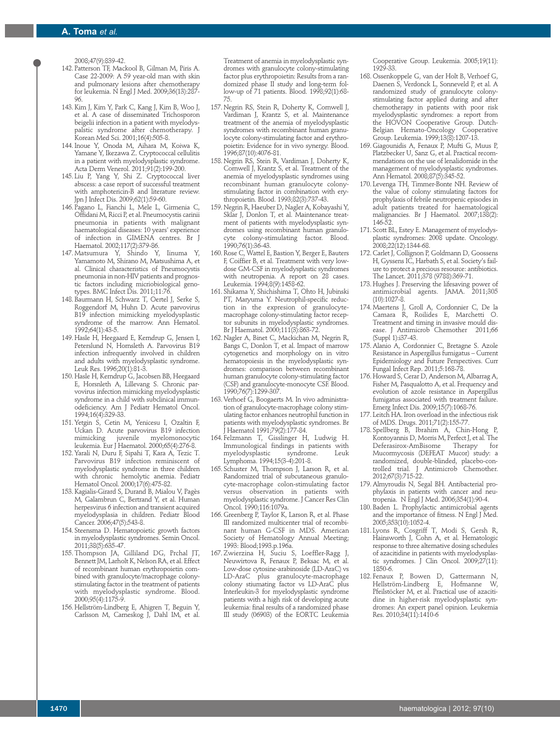2008;47(9):839-42.

142. Patterson TF, Mackool B, Gilman M, Piris A. Case 22-2009: A 59 year-old man with skin and pulmonary lesions after chemotherapy for leukemia. N Engl J Med. 2009;36(13):287-96.
143. Kim J, Kim Y, Park C, Kang J, Kim B, Woo J, et al. A case of disseminated Trichosporon beigelii infection in a patient with myelodyspalstic syndrome after chemotherapy. J Korean Med Sci. 2001;16(4):505-8.
144. Inoue Y, Onoda M, Aihara M, Koiwa K, Yamane Y, Ikezawa Z. Cryptococcal cellulitis in a patient with myelodysplastic syndrome. Acta Derm Venerol. 2011;91(2):199-200.
145. Liu P, Yang Y, Shi Z. Cryptococcal liver abscess: a case report of successful treatment with amphotericin-B and literature review. Jpn J Infect Dis. 2009;62(1):59-60.
146. Pagano L, Fianchi L, Mele L, Girmenia C, Offidani M, Ricci P, et al. Pneumocystis carinii pneumonia in patients with malignant haematological diseases: 10 years' experience of infection in GIMENA centres. Br J Haematol. 2002;117(2):379-86.
147. Matsumura Y, Shindo Y, Iinuma Y, Yamamoto M, Shirano M, Matsushima A, et al. Clinical characteristics of Pneumocystis pneumonia in non-HIV patients and prognostic factors including micriobiological genotypes. BMC Infect Dis. 2011;11:76.
148. Baurmann H, Schwarz T, Oertel J, Serke S, Roggendorf M, Huhn D. Acute parvovirus B19 infection mimicking myelodysplastic syndrome of the marrow. Ann Hematol. 1992;64(1):43-5.
149. Hasle H, Heegaard E, Kerndrup G, Jensen I, Peterslund N, Hornsleth A. Parvovirus B19 infection infrequently involved in children and adults with myelodysplastic syndrome. Leuk Res. 1996;20(1):81-3.
150. Hasle H, Kerndrup G, Jacobsen BB, Heegaard E, Horsnleth A, Lillevang S. Chronic parvovirus infection mimicking myelodysplastic syndrome in a child with subclinical immunodeficiency. Am J Pediatr Hematol Oncol. 1994;16(4):329-33.
151. Yetgin S, Cetin M, Yenicesu I, Ozaltin F, Uckan D. Acute parvovirus B19 infection mimicking juvenile myelomonocytic leukemia. Eur J Haematol. 2000;65(4):276-8.
152. Yarali N, Duru F, Sipahi T, Kara A, Tezic T. Parvovirus B19 infection reminiscent of myelodysplastic syndrome in three children with chronic hemolytic anemia. Pediatr Hematol Oncol. 2000;17(6):475-82.
153. Kagialis-Girard S, Durand B, Mialou V, Pagès M, Galambrun C, Bertrand Y, et al. Human herpesvirus 6 infection and transient acquired myelodysplasia in children. Pediatr Blood Cancer. 2006;47(5):543-8.
154. Steensma D. Hematopoietic growth factors in myelodysplastic syndromes. Semin Oncol. 2011;38(5):635-47.
155. Thompson JA, Gilliland DG, Prchal JT, Bennett JM, Larholt K, Nelson RA, et al. Effect of recombinant human erythropoietin combined with granulocyte/macrophage colony-stimulating factor in the treatment of patients with myelodysplastic syndrome. Blood. 2000;95(4):1175-9.
156. Hellström-Lindberg E, Ahigren T, Beguin Y, Carlsson M, Carneskog J, Dahl IM, et al. Treatment of anemia in myelodysplastic syndromes with granulocyte colony-stimulating factor plus erythropoietin: Results from a randomized phase II study and long-term follow-up of 71 patients. Blood. 1998;92(1):68-75.
157. Negrin RS, Stein R, Doherty K, Cornwell J, Vardiman J, Krantz S, et al. Maintenance treatment of the anemia of myelodysplastic syndromes with recombinant human granulocyte colony-stimulating factor and erythropoietin: Evidence for in vivo synergy. Blood. 1996;87(10):4076-81.
158. Negrin RS, Stein R, Vardiman J, Doherty K, Cornwell J, Krantz S, et al. Treatment of the anemia of myelodysplastic syndromes using recombinant human granulocyte colony-stimulating factor in combination with erythropoietin. Blood. 1993;82(3):737-43.
159. Negrin R, Haeuber D, Nagler A, Kobayashi Y, Sklar J, Donlon T, et al. Maintenance treatment of patients with myelodysplastic syndromes using recombinant human granulocyte colony-stimulating factor. Blood. 1990;76(1):36-43.
160. Rose C, Wattel E, Bastion Y, Berger E, Bauters F, Coiffier B, et al. Treatment with very low-dose GM-CSF in myelodysplastic syndromes with neutropenia. A report on 28 cases. Leukemia. 1994;8(9):1458-62.
161. Shikama Y, Shichishima T, Ohto H, Jubinski PT, Maruyama Y. Neutrophil-specific reduction in the expresion of granulocyte-macrophage colony-stimulating factor receptor subunits in myelodysplastic syndromes. Br J Haematol. 2000;111(3):863-72.
162. Nagler A, Binet C, Mackichan M, Negrin R, Bangs C, Donlon T, et al. Impact of marrow cytogenetics and morphology on in vitro hematopoiesis in the myelodysplastic syndromes: comparison between recombinant human granulocyte colony-stimulating factor (CSF) and granulocyte-monocyte CSF. Blood. 1990;76(7):1299-307.
163. Verhoef G, Boogaerts M. In vivo administration of granulocyte-macrophage colony stimulating factor enhances neutrophil function in patients with myelodysplastic syndromes. Br J Haematol 1991;79(2):177-84.
164. Felzmann T, Gisslinger H, Ludwig H. Immunological findings in patients with myelodysplastic syndrome. Leuk Lymphoma. 1994;15(3-4):201-8.
165. Schuster M, Thompson J, Larson R, et al. Randomized trial of subcutaneous granulocyte-macrophage colon-stimulating factor versus observation in patients with myelodysplastic syndrome. J Cancer Res Clin Oncol. 1990;116:1079a.
166. Greenberg P, Taylor K, Larson R, et al. Phase III randomized multicenter trial of recombinant human G-CSF in MDS. American Society of Hematology Annual Meeting; 1993: Blood;1993.p.196a.
167. Zwierzina H, Suciu S, Loeffler-Ragg J, Neuwirtova R, Fenaux P, Beksac M, et al. Low-dose cytosine-arabinoside (LD-AraC) vs LD-AraC plus granulocyte-macrophage colony stiumating factor vs LD-AraC plus Interleukin-3 for myelodysplastic syndrome patients with a high risk of developing acute leukemia: final results of a randomized phase III study (06903) of the EORTC Leukemia Cooperative Group. Leukemia. 2005;19(11):1929-33.
168. Ossenkoppele G, van der Holt B, Verhoef G, Daenen S, Verdonck L, Sonneveld P, et al. A randomized study of granulocyte colony-stimulating factor applied during and after chemotherapy in patients with poor risk myelodysplastic syndromes: a report from the HOVON Cooperative Group. Dutch-Belgian Hemato-Oncology Cooperative Group. Leukemia. 1999;13(8):1207-13.
169. Giagounidis A, Fenaux P, Mufti G, Muus P, Platzbecker U, Sanz G, et al. Practical recommendations on the use of lenalidomide in the management of myelodysplastic syndromes. Ann Hematol. 2008;87(5):345-52.
170. Levenga TH, Timmer-Bonte NH. Review of the value of colony stimulating factors for prophylaxis of febrile neutropenic episodes in adult patients treated for haematological malignancies. Br J Haematol. 2007;138(2):146-52.
171. Scott BL, Estey E. Management of myelodysplastic syndromes: 2008 update. Oncology. 2008;22(12):1344-68.
172. Carlet J, Collignon P, Goldmann D, Goossens H, Gyssens IC, Harbath S, et al. Society's failure to protect a precious resource: antibiotics. The Lancet. 2011;378 (9788):369-71.
173. Hughes J. Preserving the lifesaving power of antimicrobial agents. JAMA. 2011;305 (10):1027-8.
174. Maertens J, Groll A, Cordonnier C, De la Camara R, Roilides E, Marchetti O. Treatment and timing in invasive mould disease. J Antimicrob Chemother 2011;66 (Suppl 1):i37-43.
175. Alanio A, Cordonnier C, Bretagne S. Azole Resistance in Aspergillus fumigatus – Current Epidemiology and Future Perspectives. Curr Fungal Infect Rep. 2011;5:168-78.
176. Howard S, Cerar D, Anderson M, Albarrag A, Fisher M, Pasqualotto A, et al. Frequency and evolution of azole resistance in Aspergillus fumigatus associated with treatment failure. Emerg Infect Dis. 2009;15(7):1068-76.
177. Leitch HA. Iron overload in the infectious risk of MDS. Drugs. 2011;71(2):155-77.
178. Spellberg B, Ibrahim A, Chin-Hong P, Kontoyannis D, Morris M, Perfect J, et al. The Deferasirox-AmBisome Therapy for Mucormycosis (DEFEAT Mucor) study: a randomized, double-blinded, placebo-controlled trial. J Antimicrob Chemother. 2012;67(3):715-22.
179. Almyroudis N, Segal BH. Antibacterial prophylaxis in patients with cancer and neutropenia. N Engl J Med. 2006;354(1):90-4.
180. Baden L. Prophylactic antimicrobial agents and the importance of fitness. N Engl J Med. 2005;353(10):1052-4.
181. Lyons R, Cosgriff T, Modi S, Gersh R, Hainsworth J, Cohn A, et al. Hematologic response to three alternative dosing schedules of azacitidine in patients with myelodysplastic syndromes. J Clin Oncol. 2009;27(11):1850-6.
182. Fenaux P, Bowen D, Gattermann N, Hellström-Lindberg E, Hofmanne W, Pfeilstöcker M, et al. Practical use of azacitidine in higher-risk myelodysplastic syndromes: An expert panel opinion. Leukemia Res. 2010;34(11):1410-6